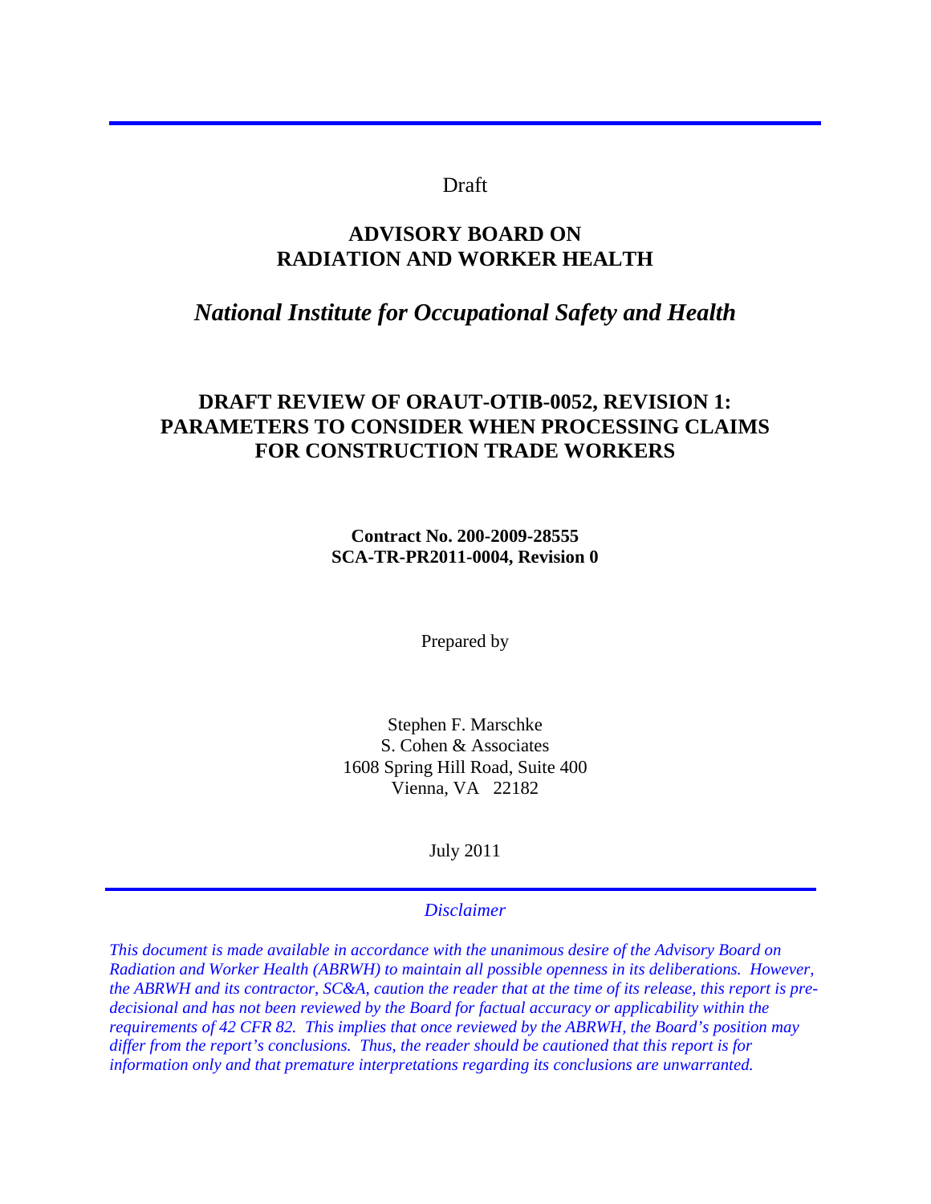Draft

# ADVISORY BOARD ON RADIATION AND WORKER HEALTH

## *National Institute for Occupational Safety and Health*

## DRAFT REVIEW OF ORAUT-OTIB-0052, REVISION 1: PARAMETERS TO CONSIDER WHEN PROCESSING CLAIMS FOR CONSTRUCTION TRADE WORKERS

**Contract No. 200-2009-28555**
**SCA-TR-PR2011-0004, Revision 0**

Prepared by

Stephen F. Marschke
S. Cohen & Associates
1608 Spring Hill Road, Suite 400
Vienna, VA 22182

July 2011

*Disclaimer*

*This document is made available in accordance with the unanimous desire of the Advisory Board on Radiation and Worker Health (ABRWH) to maintain all possible openness in its deliberations. However, the ABRWH and its contractor, SC&A, caution the reader that at the time of its release, this report is pre-decisional and has not been reviewed by the Board for factual accuracy or applicability within the requirements of 42 CFR 82. This implies that once reviewed by the ABRWH, the Board's position may differ from the report's conclusions. Thus, the reader should be cautioned that this report is for information only and that premature interpretations regarding its conclusions are unwarranted.*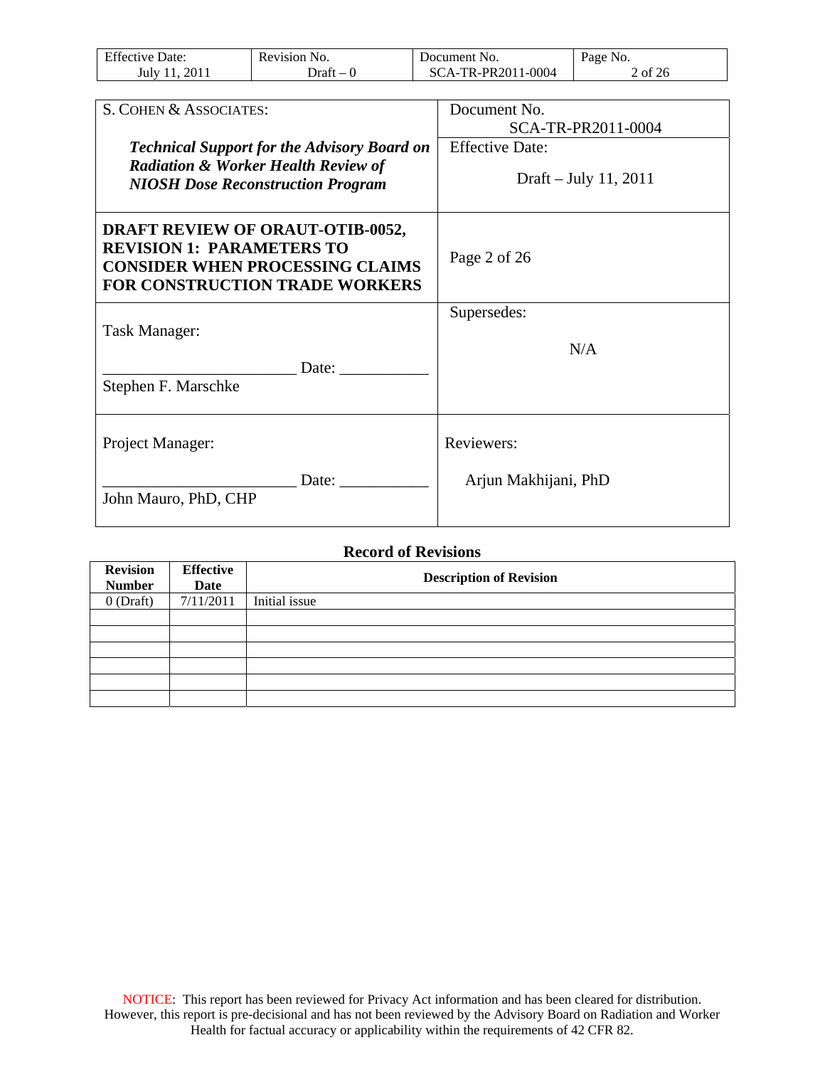| S. COHEN & ASSOCIATES: *Technical Support for the Advisory Board on Radiation & Worker Health Review of NIOSH Dose Reconstruction Program* | Document No. SCA-TR-PR2011-0004 Effective Date: Draft – July 11, 2011 |
|---|---|
| **DRAFT REVIEW OF ORAUT-OTIB-0052, REVISION 1: PARAMETERS TO CONSIDER WHEN PROCESSING CLAIMS FOR CONSTRUCTION TRADE WORKERS** | Page 2 of 26 |
| Task Manager: ______________________ Date: ___________ Stephen F. Marschke | Supersedes: N/A |
| Project Manager: ______________________ Date: ___________ John Mauro, PhD, CHP | Reviewers: Arjun Makhijani, PhD |

**Record of Revisions**

| Revision Number | Effective Date | Description of Revision |
|---|---|---|
| 0 (Draft) | 7/11/2011 | Initial issue |
| | | |
| | | |
| | | |
| | | |
| | | |
| | | |

NOTICE: This report has been reviewed for Privacy Act information and has been cleared for distribution. However, this report is pre-decisional and has not been reviewed by the Advisory Board on Radiation and Worker Health for factual accuracy or applicability within the requirements of 42 CFR 82.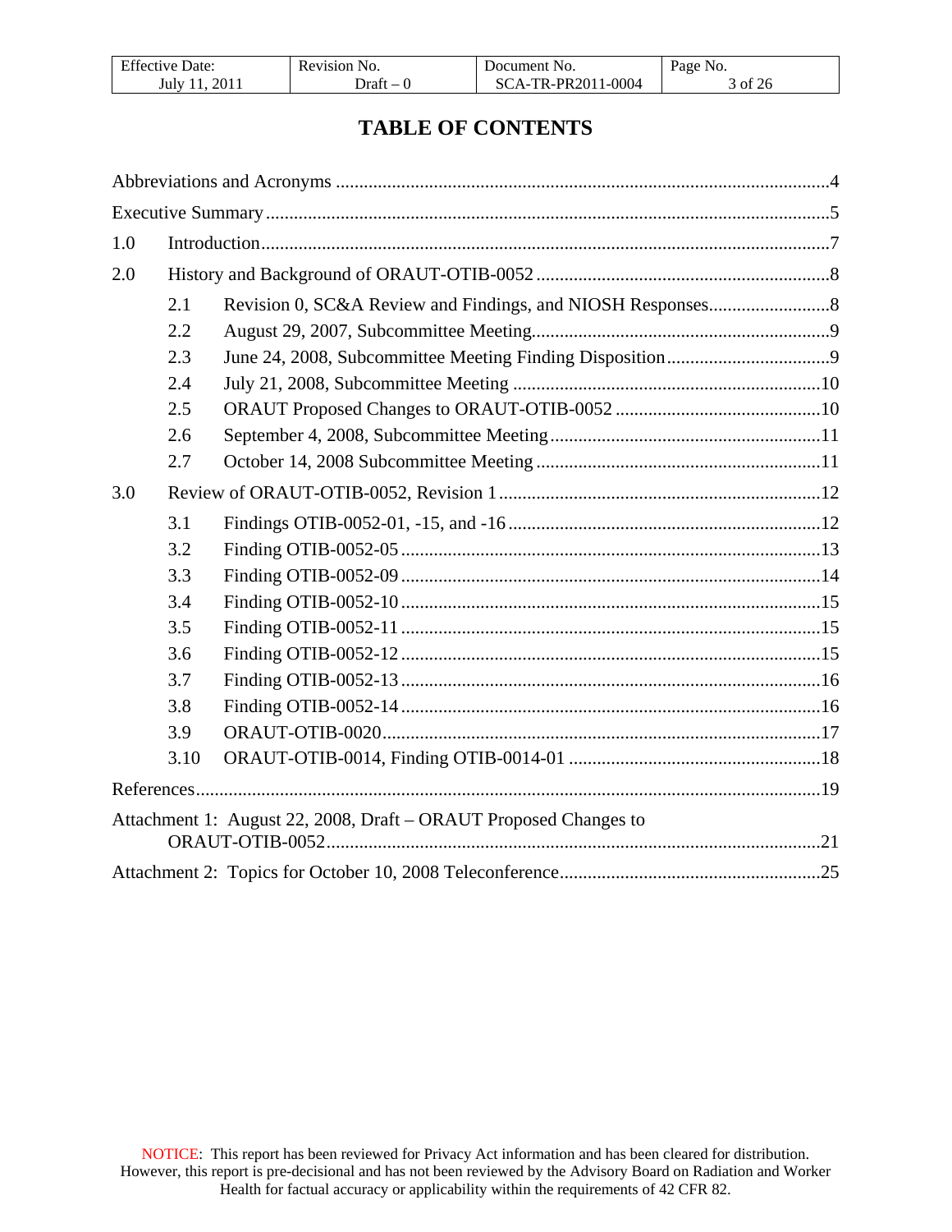# TABLE OF CONTENTS

Abbreviations and Acronyms .....4

Executive Summary .....5

1.0 Introduction .....7

2.0 History and Background of ORAUT-OTIB-0052 .....8

- 2.1 Revision 0, SC&A Review and Findings, and NIOSH Responses .....8
- 2.2 August 29, 2007, Subcommittee Meeting .....9
- 2.3 June 24, 2008, Subcommittee Meeting Finding Disposition .....9
- 2.4 July 21, 2008, Subcommittee Meeting .....10
- 2.5 ORAUT Proposed Changes to ORAUT-OTIB-0052 .....10
- 2.6 September 4, 2008, Subcommittee Meeting .....11
- 2.7 October 14, 2008 Subcommittee Meeting .....11

3.0 Review of ORAUT-OTIB-0052, Revision 1 .....12

- 3.1 Findings OTIB-0052-01, -15, and -16 .....12
- 3.2 Finding OTIB-0052-05 .....13
- 3.3 Finding OTIB-0052-09 .....14
- 3.4 Finding OTIB-0052-10 .....15
- 3.5 Finding OTIB-0052-11 .....15
- 3.6 Finding OTIB-0052-12 .....15
- 3.7 Finding OTIB-0052-13 .....16
- 3.8 Finding OTIB-0052-14 .....16
- 3.9 ORAUT-OTIB-0020 .....17
- 3.10 ORAUT-OTIB-0014, Finding OTIB-0014-01 .....18

References .....19

Attachment 1: August 22, 2008, Draft – ORAUT Proposed Changes to ORAUT-OTIB-0052 .....21

Attachment 2: Topics for October 10, 2008 Teleconference .....25

NOTICE: This report has been reviewed for Privacy Act information and has been cleared for distribution. However, this report is pre-decisional and has not been reviewed by the Advisory Board on Radiation and Worker Health for factual accuracy or applicability within the requirements of 42 CFR 82.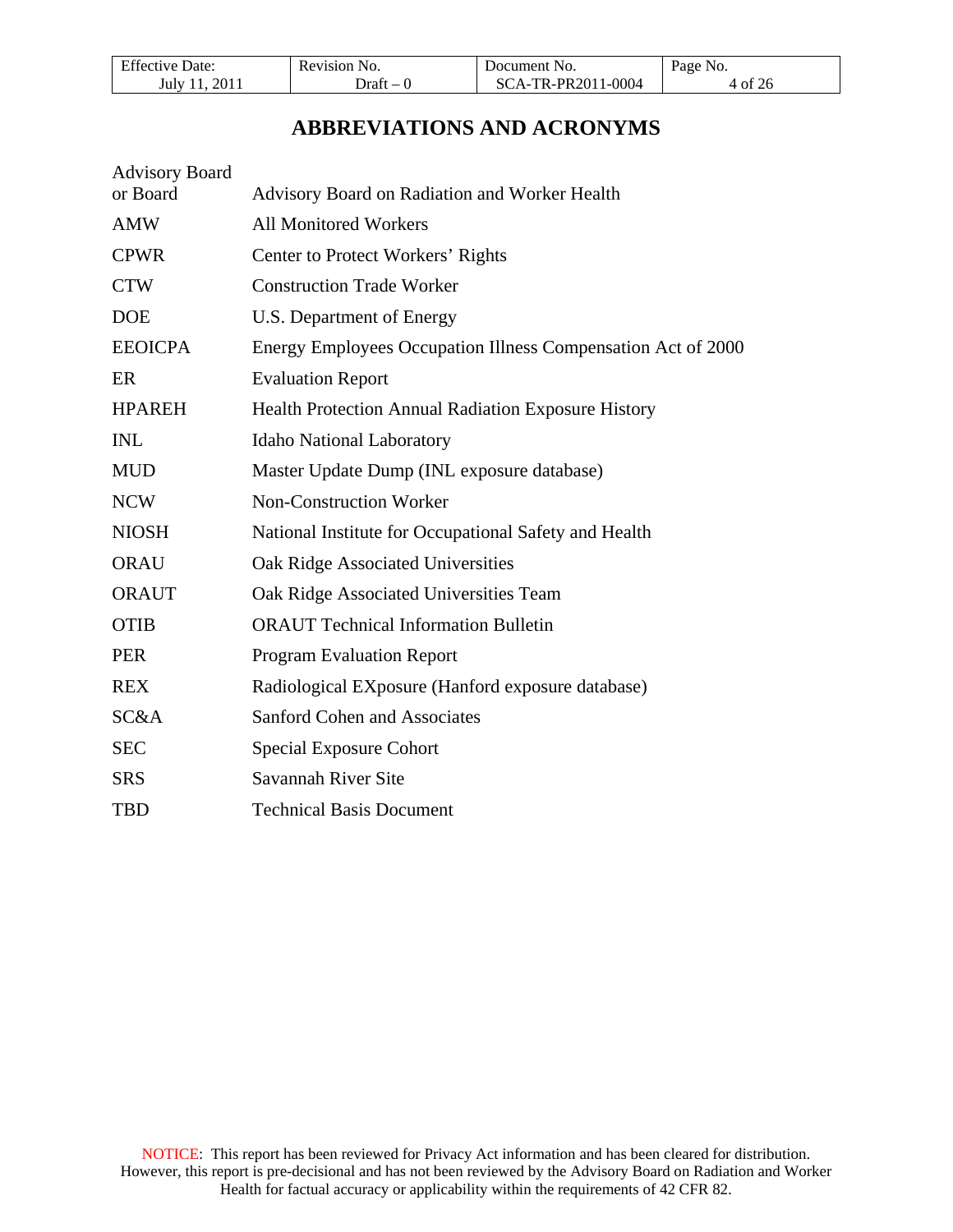# ABBREVIATIONS AND ACRONYMS

| | |
|---|---|
| Advisory Board or Board | Advisory Board on Radiation and Worker Health |
| AMW | All Monitored Workers |
| CPWR | Center to Protect Workers' Rights |
| CTW | Construction Trade Worker |
| DOE | U.S. Department of Energy |
| EEOICPA | Energy Employees Occupation Illness Compensation Act of 2000 |
| ER | Evaluation Report |
| HPAREH | Health Protection Annual Radiation Exposure History |
| INL | Idaho National Laboratory |
| MUD | Master Update Dump (INL exposure database) |
| NCW | Non-Construction Worker |
| NIOSH | National Institute for Occupational Safety and Health |
| ORAU | Oak Ridge Associated Universities |
| ORAUT | Oak Ridge Associated Universities Team |
| OTIB | ORAUT Technical Information Bulletin |
| PER | Program Evaluation Report |
| REX | Radiological EXposure (Hanford exposure database) |
| SC&A | Sanford Cohen and Associates |
| SEC | Special Exposure Cohort |
| SRS | Savannah River Site |
| TBD | Technical Basis Document |

NOTICE: This report has been reviewed for Privacy Act information and has been cleared for distribution. However, this report is pre-decisional and has not been reviewed by the Advisory Board on Radiation and Worker Health for factual accuracy or applicability within the requirements of 42 CFR 82.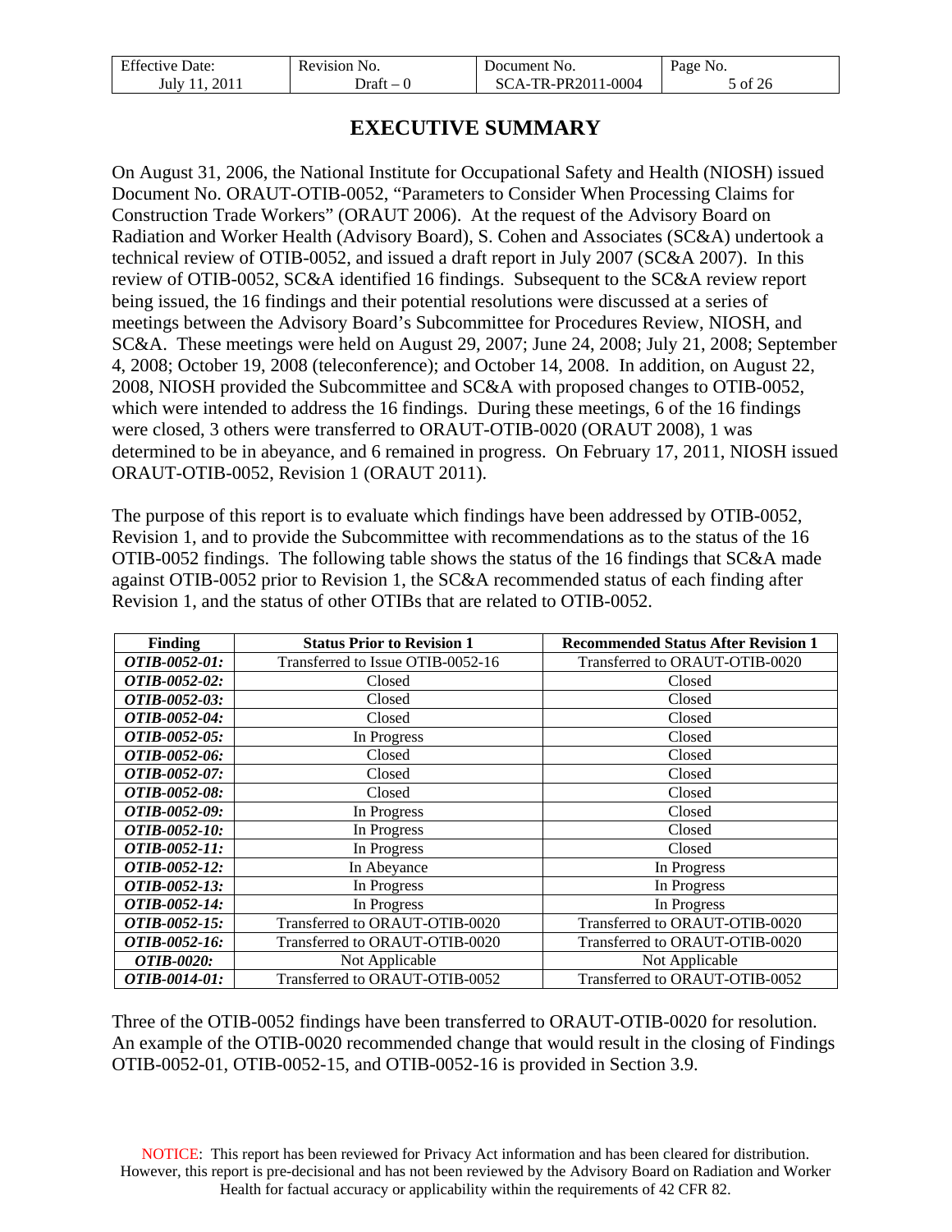# EXECUTIVE SUMMARY

On August 31, 2006, the National Institute for Occupational Safety and Health (NIOSH) issued Document No. ORAUT-OTIB-0052, "Parameters to Consider When Processing Claims for Construction Trade Workers" (ORAUT 2006). At the request of the Advisory Board on Radiation and Worker Health (Advisory Board), S. Cohen and Associates (SC&A) undertook a technical review of OTIB-0052, and issued a draft report in July 2007 (SC&A 2007). In this review of OTIB-0052, SC&A identified 16 findings. Subsequent to the SC&A review report being issued, the 16 findings and their potential resolutions were discussed at a series of meetings between the Advisory Board's Subcommittee for Procedures Review, NIOSH, and SC&A. These meetings were held on August 29, 2007; June 24, 2008; July 21, 2008; September 4, 2008; October 19, 2008 (teleconference); and October 14, 2008. In addition, on August 22, 2008, NIOSH provided the Subcommittee and SC&A with proposed changes to OTIB-0052, which were intended to address the 16 findings. During these meetings, 6 of the 16 findings were closed, 3 others were transferred to ORAUT-OTIB-0020 (ORAUT 2008), 1 was determined to be in abeyance, and 6 remained in progress. On February 17, 2011, NIOSH issued ORAUT-OTIB-0052, Revision 1 (ORAUT 2011).

The purpose of this report is to evaluate which findings have been addressed by OTIB-0052, Revision 1, and to provide the Subcommittee with recommendations as to the status of the 16 OTIB-0052 findings. The following table shows the status of the 16 findings that SC&A made against OTIB-0052 prior to Revision 1, the SC&A recommended status of each finding after Revision 1, and the status of other OTIBs that are related to OTIB-0052.

| Finding | Status Prior to Revision 1 | Recommended Status After Revision 1 |
|---|---|---|
| ***OTIB-0052-01:*** | Transferred to Issue OTIB-0052-16 | Transferred to ORAUT-OTIB-0020 |
| ***OTIB-0052-02:*** | Closed | Closed |
| ***OTIB-0052-03:*** | Closed | Closed |
| ***OTIB-0052-04:*** | Closed | Closed |
| ***OTIB-0052-05:*** | In Progress | Closed |
| ***OTIB-0052-06:*** | Closed | Closed |
| ***OTIB-0052-07:*** | Closed | Closed |
| ***OTIB-0052-08:*** | Closed | Closed |
| ***OTIB-0052-09:*** | In Progress | Closed |
| ***OTIB-0052-10:*** | In Progress | Closed |
| ***OTIB-0052-11:*** | In Progress | Closed |
| ***OTIB-0052-12:*** | In Abeyance | In Progress |
| ***OTIB-0052-13:*** | In Progress | In Progress |
| ***OTIB-0052-14:*** | In Progress | In Progress |
| ***OTIB-0052-15:*** | Transferred to ORAUT-OTIB-0020 | Transferred to ORAUT-OTIB-0020 |
| ***OTIB-0052-16:*** | Transferred to ORAUT-OTIB-0020 | Transferred to ORAUT-OTIB-0020 |
| ***OTIB-0020:*** | Not Applicable | Not Applicable |
| ***OTIB-0014-01:*** | Transferred to ORAUT-OTIB-0052 | Transferred to ORAUT-OTIB-0052 |

Three of the OTIB-0052 findings have been transferred to ORAUT-OTIB-0020 for resolution. An example of the OTIB-0020 recommended change that would result in the closing of Findings OTIB-0052-01, OTIB-0052-15, and OTIB-0052-16 is provided in Section 3.9.

NOTICE: This report has been reviewed for Privacy Act information and has been cleared for distribution. However, this report is pre-decisional and has not been reviewed by the Advisory Board on Radiation and Worker Health for factual accuracy or applicability within the requirements of 42 CFR 82.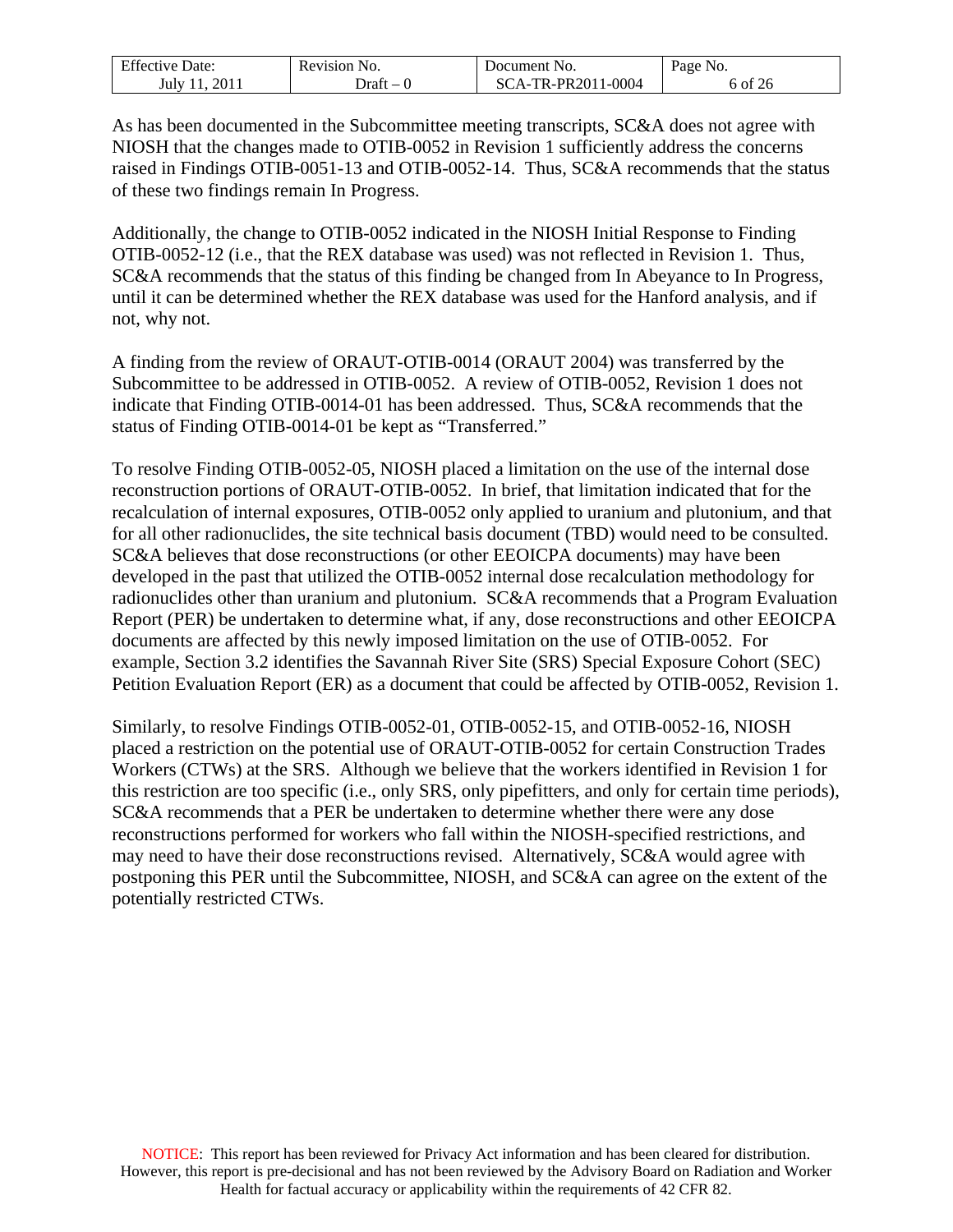As has been documented in the Subcommittee meeting transcripts, SC&A does not agree with NIOSH that the changes made to OTIB-0052 in Revision 1 sufficiently address the concerns raised in Findings OTIB-0051-13 and OTIB-0052-14. Thus, SC&A recommends that the status of these two findings remain In Progress.

Additionally, the change to OTIB-0052 indicated in the NIOSH Initial Response to Finding OTIB-0052-12 (i.e., that the REX database was used) was not reflected in Revision 1. Thus, SC&A recommends that the status of this finding be changed from In Abeyance to In Progress, until it can be determined whether the REX database was used for the Hanford analysis, and if not, why not.

A finding from the review of ORAUT-OTIB-0014 (ORAUT 2004) was transferred by the Subcommittee to be addressed in OTIB-0052. A review of OTIB-0052, Revision 1 does not indicate that Finding OTIB-0014-01 has been addressed. Thus, SC&A recommends that the status of Finding OTIB-0014-01 be kept as "Transferred."

To resolve Finding OTIB-0052-05, NIOSH placed a limitation on the use of the internal dose reconstruction portions of ORAUT-OTIB-0052. In brief, that limitation indicated that for the recalculation of internal exposures, OTIB-0052 only applied to uranium and plutonium, and that for all other radionuclides, the site technical basis document (TBD) would need to be consulted. SC&A believes that dose reconstructions (or other EEOICPA documents) may have been developed in the past that utilized the OTIB-0052 internal dose recalculation methodology for radionuclides other than uranium and plutonium. SC&A recommends that a Program Evaluation Report (PER) be undertaken to determine what, if any, dose reconstructions and other EEOICPA documents are affected by this newly imposed limitation on the use of OTIB-0052. For example, Section 3.2 identifies the Savannah River Site (SRS) Special Exposure Cohort (SEC) Petition Evaluation Report (ER) as a document that could be affected by OTIB-0052, Revision 1.

Similarly, to resolve Findings OTIB-0052-01, OTIB-0052-15, and OTIB-0052-16, NIOSH placed a restriction on the potential use of ORAUT-OTIB-0052 for certain Construction Trades Workers (CTWs) at the SRS. Although we believe that the workers identified in Revision 1 for this restriction are too specific (i.e., only SRS, only pipefitters, and only for certain time periods), SC&A recommends that a PER be undertaken to determine whether there were any dose reconstructions performed for workers who fall within the NIOSH-specified restrictions, and may need to have their dose reconstructions revised. Alternatively, SC&A would agree with postponing this PER until the Subcommittee, NIOSH, and SC&A can agree on the extent of the potentially restricted CTWs.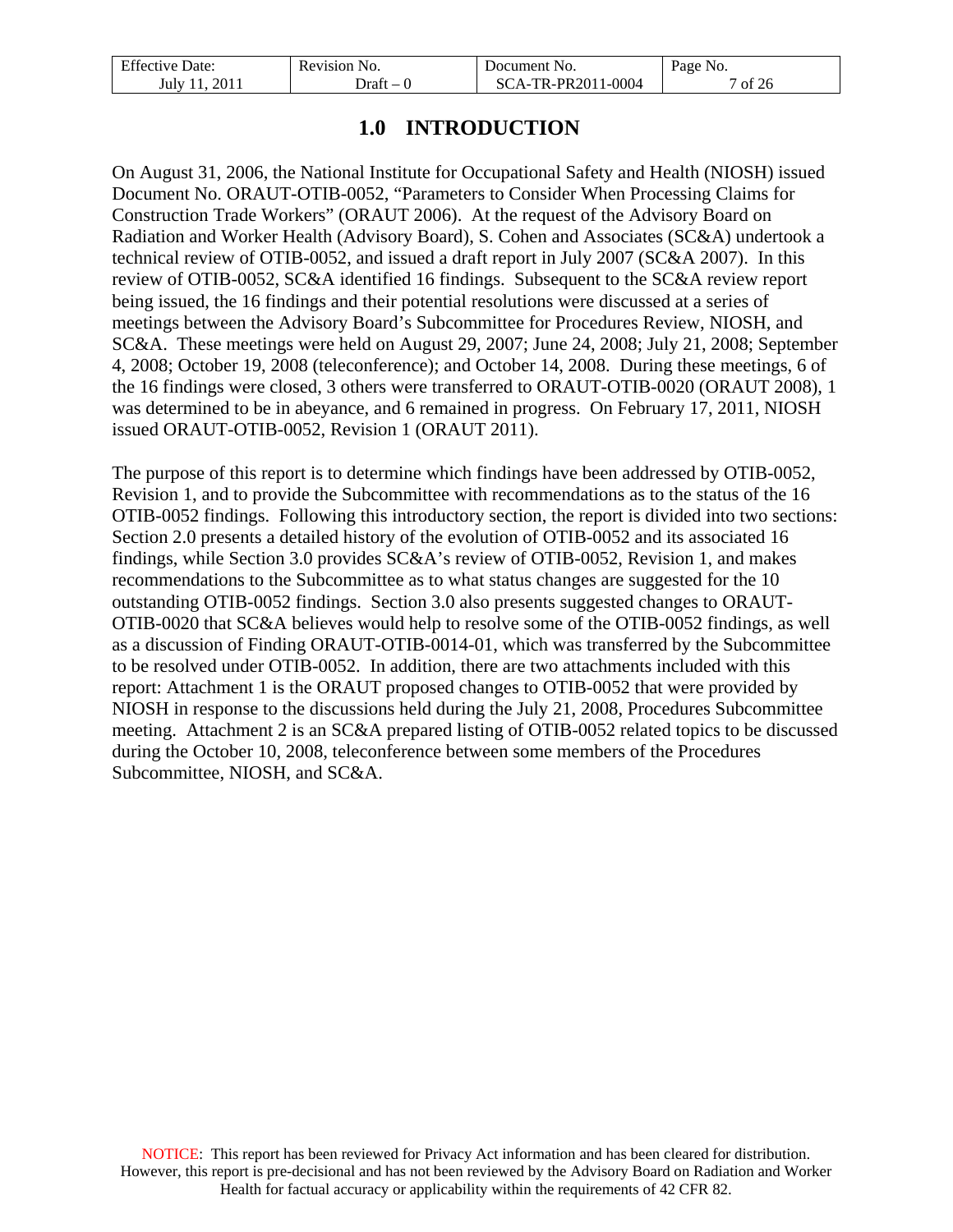# 1.0 INTRODUCTION

On August 31, 2006, the National Institute for Occupational Safety and Health (NIOSH) issued Document No. ORAUT-OTIB-0052, "Parameters to Consider When Processing Claims for Construction Trade Workers" (ORAUT 2006). At the request of the Advisory Board on Radiation and Worker Health (Advisory Board), S. Cohen and Associates (SC&A) undertook a technical review of OTIB-0052, and issued a draft report in July 2007 (SC&A 2007). In this review of OTIB-0052, SC&A identified 16 findings. Subsequent to the SC&A review report being issued, the 16 findings and their potential resolutions were discussed at a series of meetings between the Advisory Board's Subcommittee for Procedures Review, NIOSH, and SC&A. These meetings were held on August 29, 2007; June 24, 2008; July 21, 2008; September 4, 2008; October 19, 2008 (teleconference); and October 14, 2008. During these meetings, 6 of the 16 findings were closed, 3 others were transferred to ORAUT-OTIB-0020 (ORAUT 2008), 1 was determined to be in abeyance, and 6 remained in progress. On February 17, 2011, NIOSH issued ORAUT-OTIB-0052, Revision 1 (ORAUT 2011).

The purpose of this report is to determine which findings have been addressed by OTIB-0052, Revision 1, and to provide the Subcommittee with recommendations as to the status of the 16 OTIB-0052 findings. Following this introductory section, the report is divided into two sections: Section 2.0 presents a detailed history of the evolution of OTIB-0052 and its associated 16 findings, while Section 3.0 provides SC&A's review of OTIB-0052, Revision 1, and makes recommendations to the Subcommittee as to what status changes are suggested for the 10 outstanding OTIB-0052 findings. Section 3.0 also presents suggested changes to ORAUT-OTIB-0020 that SC&A believes would help to resolve some of the OTIB-0052 findings, as well as a discussion of Finding ORAUT-OTIB-0014-01, which was transferred by the Subcommittee to be resolved under OTIB-0052. In addition, there are two attachments included with this report: Attachment 1 is the ORAUT proposed changes to OTIB-0052 that were provided by NIOSH in response to the discussions held during the July 21, 2008, Procedures Subcommittee meeting. Attachment 2 is an SC&A prepared listing of OTIB-0052 related topics to be discussed during the October 10, 2008, teleconference between some members of the Procedures Subcommittee, NIOSH, and SC&A.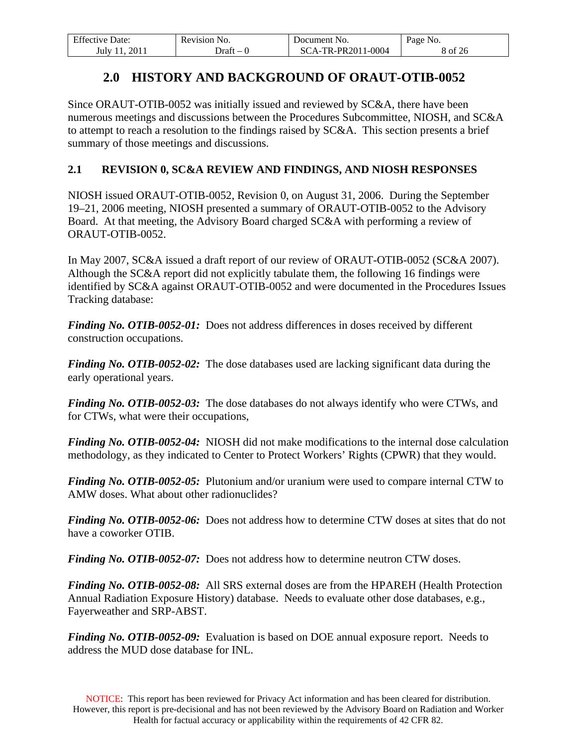# 2.0 HISTORY AND BACKGROUND OF ORAUT-OTIB-0052

Since ORAUT-OTIB-0052 was initially issued and reviewed by SC&A, there have been numerous meetings and discussions between the Procedures Subcommittee, NIOSH, and SC&A to attempt to reach a resolution to the findings raised by SC&A. This section presents a brief summary of those meetings and discussions.

## 2.1 REVISION 0, SC&A REVIEW AND FINDINGS, AND NIOSH RESPONSES

NIOSH issued ORAUT-OTIB-0052, Revision 0, on August 31, 2006. During the September 19–21, 2006 meeting, NIOSH presented a summary of ORAUT-OTIB-0052 to the Advisory Board. At that meeting, the Advisory Board charged SC&A with performing a review of ORAUT-OTIB-0052.

In May 2007, SC&A issued a draft report of our review of ORAUT-OTIB-0052 (SC&A 2007). Although the SC&A report did not explicitly tabulate them, the following 16 findings were identified by SC&A against ORAUT-OTIB-0052 and were documented in the Procedures Issues Tracking database:

***Finding No. OTIB-0052-01:*** Does not address differences in doses received by different construction occupations.

***Finding No. OTIB-0052-02:*** The dose databases used are lacking significant data during the early operational years.

***Finding No. OTIB-0052-03:*** The dose databases do not always identify who were CTWs, and for CTWs, what were their occupations,

***Finding No. OTIB-0052-04:*** NIOSH did not make modifications to the internal dose calculation methodology, as they indicated to Center to Protect Workers' Rights (CPWR) that they would.

***Finding No. OTIB-0052-05:*** Plutonium and/or uranium were used to compare internal CTW to AMW doses. What about other radionuclides?

***Finding No. OTIB-0052-06:*** Does not address how to determine CTW doses at sites that do not have a coworker OTIB.

***Finding No. OTIB-0052-07:*** Does not address how to determine neutron CTW doses.

***Finding No. OTIB-0052-08:*** All SRS external doses are from the HPAREH (Health Protection Annual Radiation Exposure History) database. Needs to evaluate other dose databases, e.g., Fayerweather and SRP-ABST.

***Finding No. OTIB-0052-09:*** Evaluation is based on DOE annual exposure report. Needs to address the MUD dose database for INL.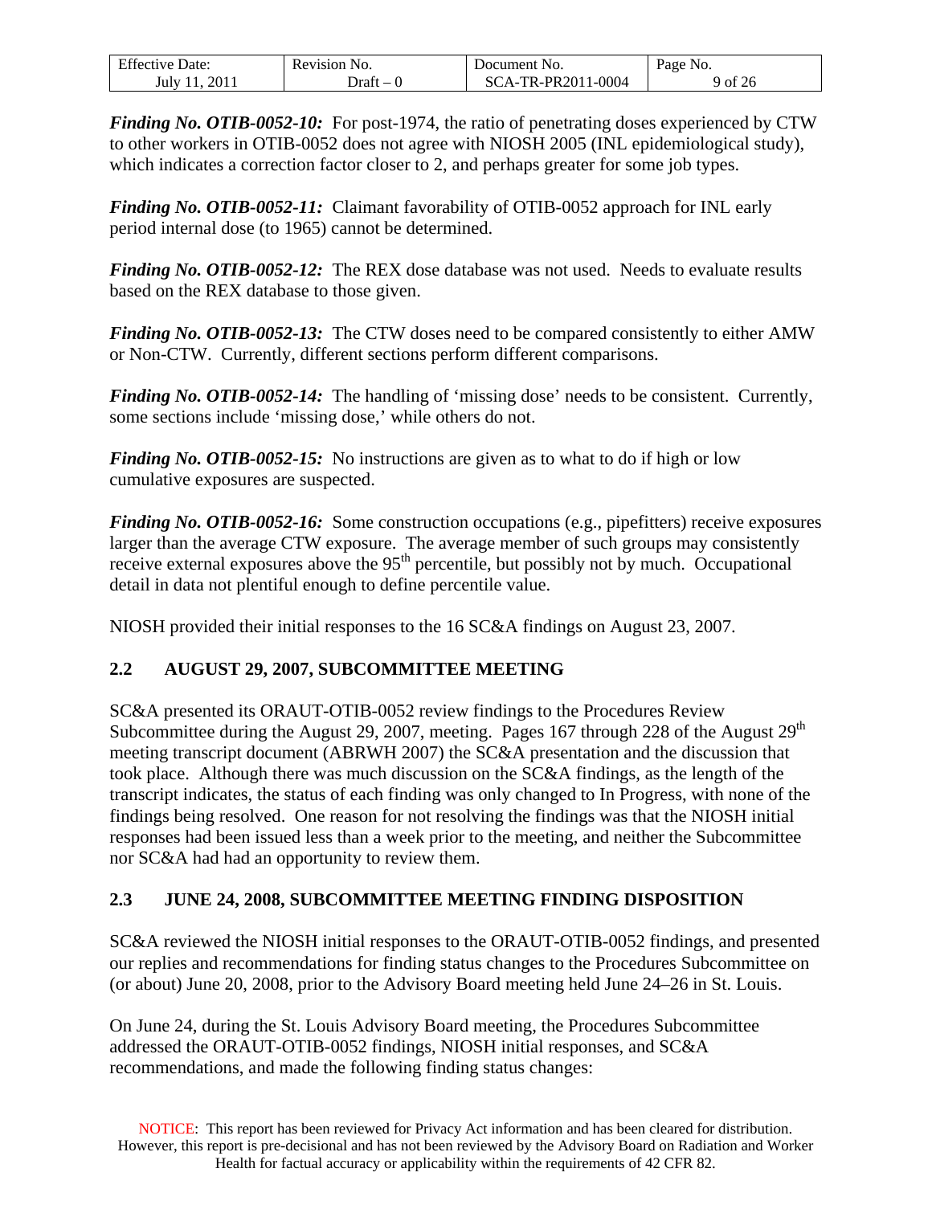***Finding No. OTIB-0052-10:*** For post-1974, the ratio of penetrating doses experienced by CTW to other workers in OTIB-0052 does not agree with NIOSH 2005 (INL epidemiological study), which indicates a correction factor closer to 2, and perhaps greater for some job types.

***Finding No. OTIB-0052-11:*** Claimant favorability of OTIB-0052 approach for INL early period internal dose (to 1965) cannot be determined.

***Finding No. OTIB-0052-12:*** The REX dose database was not used. Needs to evaluate results based on the REX database to those given.

***Finding No. OTIB-0052-13:*** The CTW doses need to be compared consistently to either AMW or Non-CTW. Currently, different sections perform different comparisons.

***Finding No. OTIB-0052-14:*** The handling of 'missing dose' needs to be consistent. Currently, some sections include 'missing dose,' while others do not.

***Finding No. OTIB-0052-15:*** No instructions are given as to what to do if high or low cumulative exposures are suspected.

***Finding No. OTIB-0052-16:*** Some construction occupations (e.g., pipefitters) receive exposures larger than the average CTW exposure. The average member of such groups may consistently receive external exposures above the 95th percentile, but possibly not by much. Occupational detail in data not plentiful enough to define percentile value.

NIOSH provided their initial responses to the 16 SC&A findings on August 23, 2007.

## 2.2 AUGUST 29, 2007, SUBCOMMITTEE MEETING

SC&A presented its ORAUT-OTIB-0052 review findings to the Procedures Review Subcommittee during the August 29, 2007, meeting. Pages 167 through 228 of the August 29th meeting transcript document (ABRWH 2007) the SC&A presentation and the discussion that took place. Although there was much discussion on the SC&A findings, as the length of the transcript indicates, the status of each finding was only changed to In Progress, with none of the findings being resolved. One reason for not resolving the findings was that the NIOSH initial responses had been issued less than a week prior to the meeting, and neither the Subcommittee nor SC&A had had an opportunity to review them.

## 2.3 JUNE 24, 2008, SUBCOMMITTEE MEETING FINDING DISPOSITION

SC&A reviewed the NIOSH initial responses to the ORAUT-OTIB-0052 findings, and presented our replies and recommendations for finding status changes to the Procedures Subcommittee on (or about) June 20, 2008, prior to the Advisory Board meeting held June 24–26 in St. Louis.

On June 24, during the St. Louis Advisory Board meeting, the Procedures Subcommittee addressed the ORAUT-OTIB-0052 findings, NIOSH initial responses, and SC&A recommendations, and made the following finding status changes: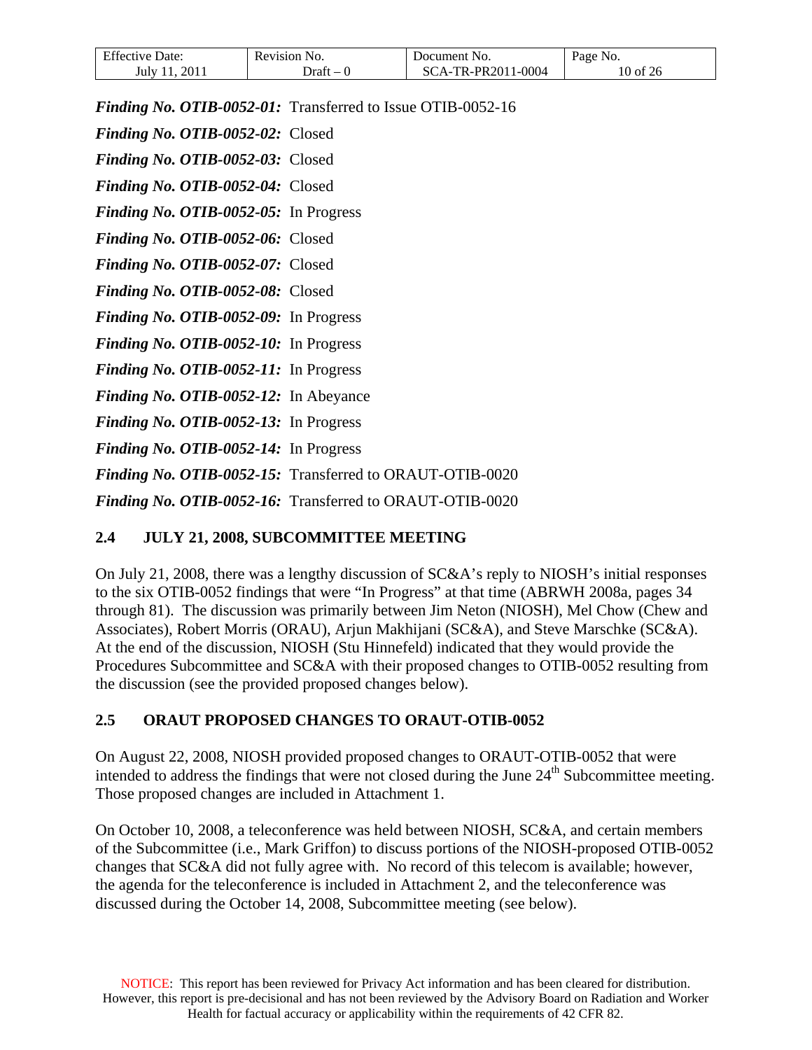***Finding No. OTIB-0052-01:*** Transferred to Issue OTIB-0052-16

***Finding No. OTIB-0052-02:*** Closed

***Finding No. OTIB-0052-03:*** Closed

***Finding No. OTIB-0052-04:*** Closed

***Finding No. OTIB-0052-05:*** In Progress

***Finding No. OTIB-0052-06:*** Closed

***Finding No. OTIB-0052-07:*** Closed

***Finding No. OTIB-0052-08:*** Closed

***Finding No. OTIB-0052-09:*** In Progress

***Finding No. OTIB-0052-10:*** In Progress

***Finding No. OTIB-0052-11:*** In Progress

***Finding No. OTIB-0052-12:*** In Abeyance

***Finding No. OTIB-0052-13:*** In Progress

***Finding No. OTIB-0052-14:*** In Progress

***Finding No. OTIB-0052-15:*** Transferred to ORAUT-OTIB-0020

***Finding No. OTIB-0052-16:*** Transferred to ORAUT-OTIB-0020

## 2.4 JULY 21, 2008, SUBCOMMITTEE MEETING

On July 21, 2008, there was a lengthy discussion of SC&A's reply to NIOSH's initial responses to the six OTIB-0052 findings that were "In Progress" at that time (ABRWH 2008a, pages 34 through 81). The discussion was primarily between Jim Neton (NIOSH), Mel Chow (Chew and Associates), Robert Morris (ORAU), Arjun Makhijani (SC&A), and Steve Marschke (SC&A). At the end of the discussion, NIOSH (Stu Hinnefeld) indicated that they would provide the Procedures Subcommittee and SC&A with their proposed changes to OTIB-0052 resulting from the discussion (see the provided proposed changes below).

## 2.5 ORAUT PROPOSED CHANGES TO ORAUT-OTIB-0052

On August 22, 2008, NIOSH provided proposed changes to ORAUT-OTIB-0052 that were intended to address the findings that were not closed during the June 24th Subcommittee meeting. Those proposed changes are included in Attachment 1.

On October 10, 2008, a teleconference was held between NIOSH, SC&A, and certain members of the Subcommittee (i.e., Mark Griffon) to discuss portions of the NIOSH-proposed OTIB-0052 changes that SC&A did not fully agree with. No record of this telecom is available; however, the agenda for the teleconference is included in Attachment 2, and the teleconference was discussed during the October 14, 2008, Subcommittee meeting (see below).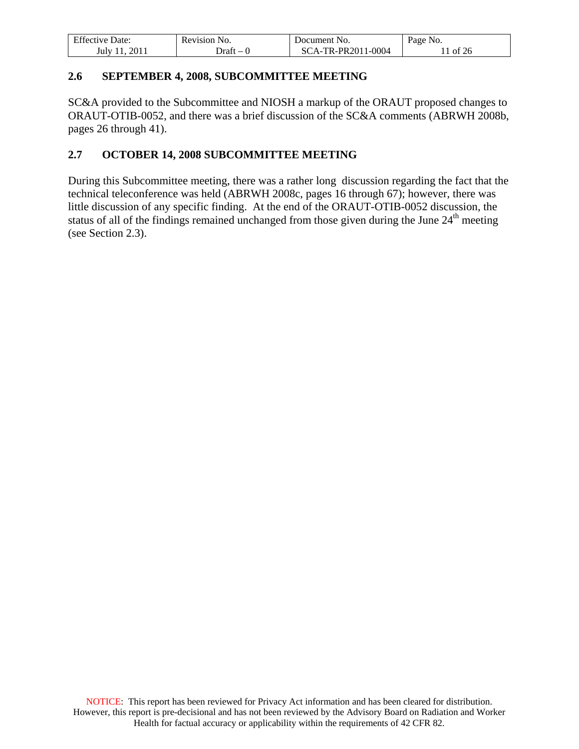## 2.6 SEPTEMBER 4, 2008, SUBCOMMITTEE MEETING

SC&A provided to the Subcommittee and NIOSH a markup of the ORAUT proposed changes to ORAUT-OTIB-0052, and there was a brief discussion of the SC&A comments (ABRWH 2008b, pages 26 through 41).

## 2.7 OCTOBER 14, 2008 SUBCOMMITTEE MEETING

During this Subcommittee meeting, there was a rather long discussion regarding the fact that the technical teleconference was held (ABRWH 2008c, pages 16 through 67); however, there was little discussion of any specific finding. At the end of the ORAUT-OTIB-0052 discussion, the status of all of the findings remained unchanged from those given during the June 24th meeting (see Section 2.3).

NOTICE: This report has been reviewed for Privacy Act information and has been cleared for distribution. However, this report is pre-decisional and has not been reviewed by the Advisory Board on Radiation and Worker Health for factual accuracy or applicability within the requirements of 42 CFR 82.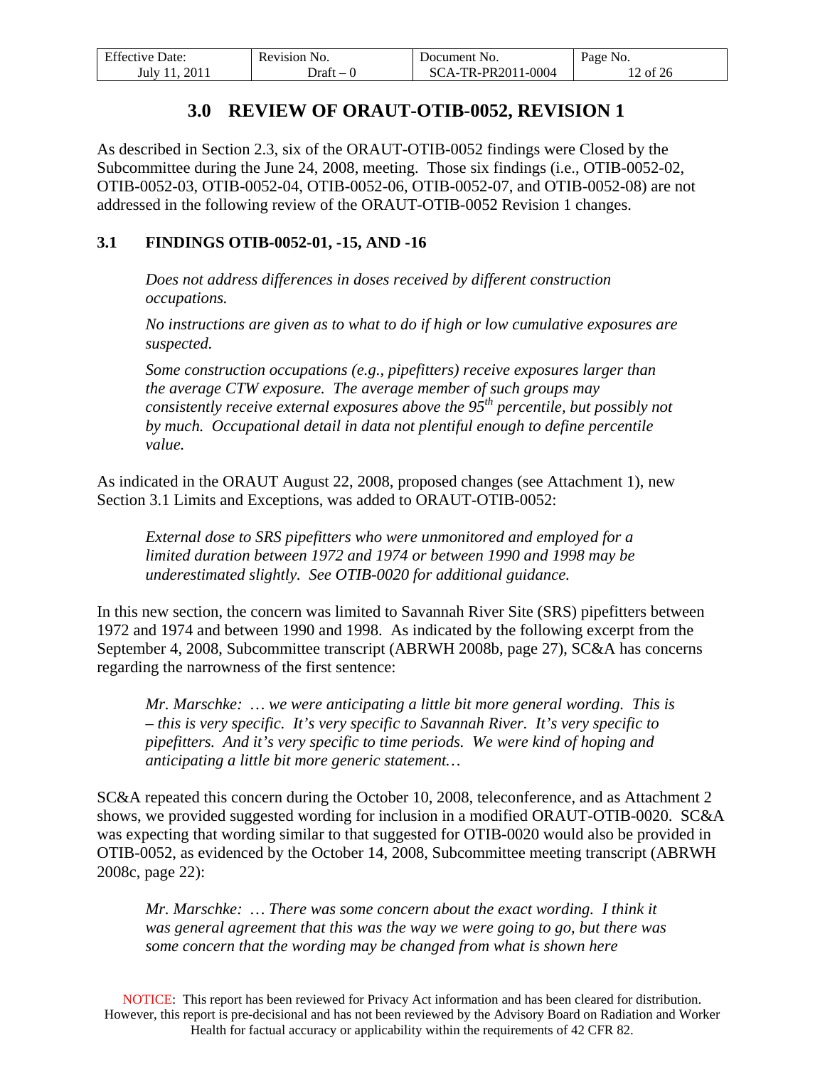# 3.0 REVIEW OF ORAUT-OTIB-0052, REVISION 1

As described in Section 2.3, six of the ORAUT-OTIB-0052 findings were Closed by the Subcommittee during the June 24, 2008, meeting. Those six findings (i.e., OTIB-0052-02, OTIB-0052-03, OTIB-0052-04, OTIB-0052-06, OTIB-0052-07, and OTIB-0052-08) are not addressed in the following review of the ORAUT-OTIB-0052 Revision 1 changes.

## 3.1 FINDINGS OTIB-0052-01, -15, AND -16

> *Does not address differences in doses received by different construction occupations.*
>
> *No instructions are given as to what to do if high or low cumulative exposures are suspected.*
>
> *Some construction occupations (e.g., pipefitters) receive exposures larger than the average CTW exposure. The average member of such groups may consistently receive external exposures above the 95th percentile, but possibly not by much. Occupational detail in data not plentiful enough to define percentile value.*

As indicated in the ORAUT August 22, 2008, proposed changes (see Attachment 1), new Section 3.1 Limits and Exceptions, was added to ORAUT-OTIB-0052:

> *External dose to SRS pipefitters who were unmonitored and employed for a limited duration between 1972 and 1974 or between 1990 and 1998 may be underestimated slightly. See OTIB-0020 for additional guidance.*

In this new section, the concern was limited to Savannah River Site (SRS) pipefitters between 1972 and 1974 and between 1990 and 1998. As indicated by the following excerpt from the September 4, 2008, Subcommittee transcript (ABRWH 2008b, page 27), SC&A has concerns regarding the narrowness of the first sentence:

> *Mr. Marschke: … we were anticipating a little bit more general wording. This is – this is very specific. It's very specific to Savannah River. It's very specific to pipefitters. And it's very specific to time periods. We were kind of hoping and anticipating a little bit more generic statement…*

SC&A repeated this concern during the October 10, 2008, teleconference, and as Attachment 2 shows, we provided suggested wording for inclusion in a modified ORAUT-OTIB-0020. SC&A was expecting that wording similar to that suggested for OTIB-0020 would also be provided in OTIB-0052, as evidenced by the October 14, 2008, Subcommittee meeting transcript (ABRWH 2008c, page 22):

> *Mr. Marschke: … There was some concern about the exact wording. I think it was general agreement that this was the way we were going to go, but there was some concern that the wording may be changed from what is shown here*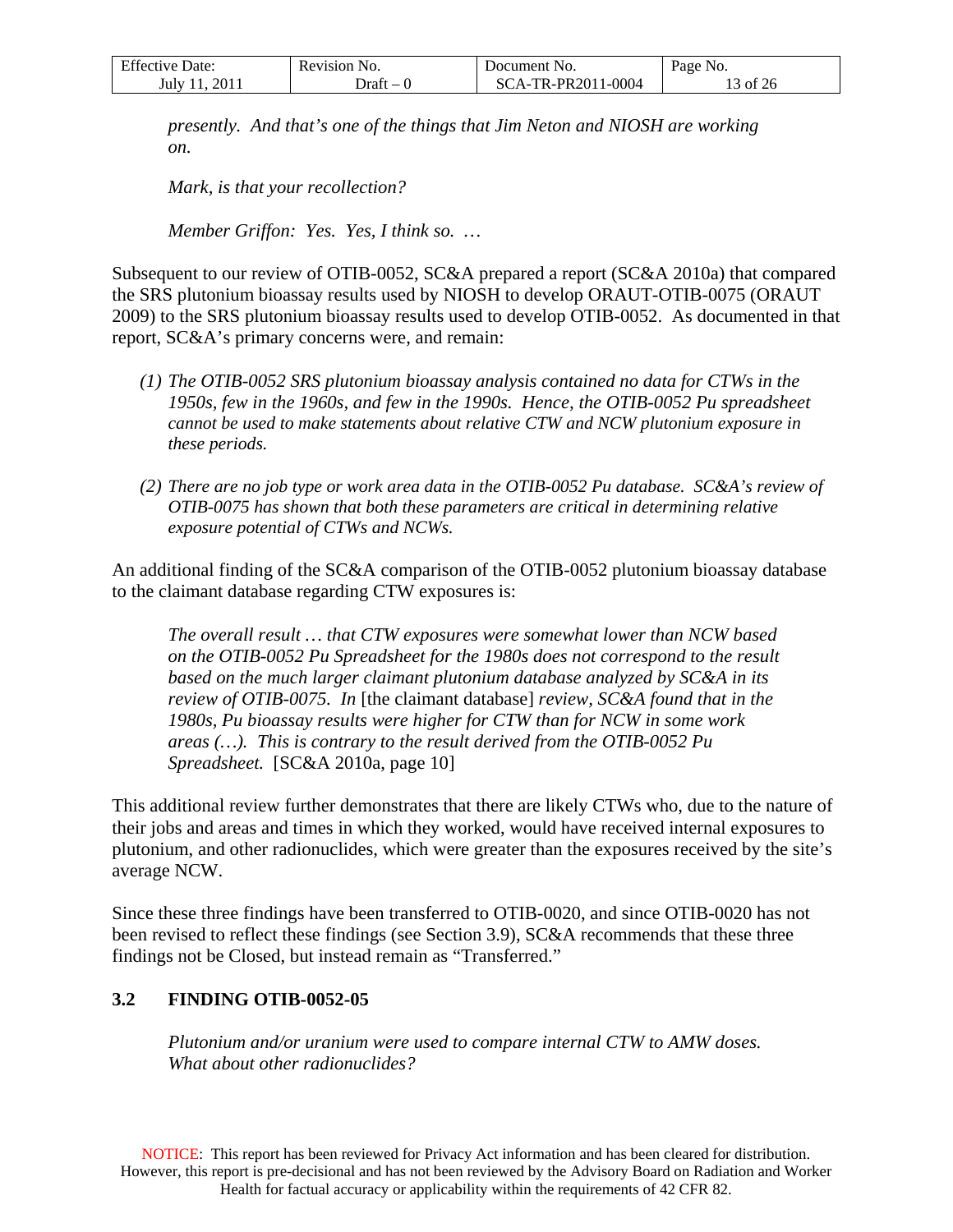*presently. And that's one of the things that Jim Neton and NIOSH are working on.*

*Mark, is that your recollection?*

*Member Griffon: Yes. Yes, I think so. …*

Subsequent to our review of OTIB-0052, SC&A prepared a report (SC&A 2010a) that compared the SRS plutonium bioassay results used by NIOSH to develop ORAUT-OTIB-0075 (ORAUT 2009) to the SRS plutonium bioassay results used to develop OTIB-0052. As documented in that report, SC&A's primary concerns were, and remain:

1. *The OTIB-0052 SRS plutonium bioassay analysis contained no data for CTWs in the 1950s, few in the 1960s, and few in the 1990s. Hence, the OTIB-0052 Pu spreadsheet cannot be used to make statements about relative CTW and NCW plutonium exposure in these periods.*

2. *There are no job type or work area data in the OTIB-0052 Pu database. SC&A's review of OTIB-0075 has shown that both these parameters are critical in determining relative exposure potential of CTWs and NCWs.*

An additional finding of the SC&A comparison of the OTIB-0052 plutonium bioassay database to the claimant database regarding CTW exposures is:

*The overall result … that CTW exposures were somewhat lower than NCW based on the OTIB-0052 Pu Spreadsheet for the 1980s does not correspond to the result based on the much larger claimant plutonium database analyzed by SC&A in its review of OTIB-0075. In* [the claimant database] *review, SC&A found that in the 1980s, Pu bioassay results were higher for CTW than for NCW in some work areas (…). This is contrary to the result derived from the OTIB-0052 Pu Spreadsheet.* [SC&A 2010a, page 10]

This additional review further demonstrates that there are likely CTWs who, due to the nature of their jobs and areas and times in which they worked, would have received internal exposures to plutonium, and other radionuclides, which were greater than the exposures received by the site's average NCW.

Since these three findings have been transferred to OTIB-0020, and since OTIB-0020 has not been revised to reflect these findings (see Section 3.9), SC&A recommends that these three findings not be Closed, but instead remain as "Transferred."

## 3.2 FINDING OTIB-0052-05

*Plutonium and/or uranium were used to compare internal CTW to AMW doses. What about other radionuclides?*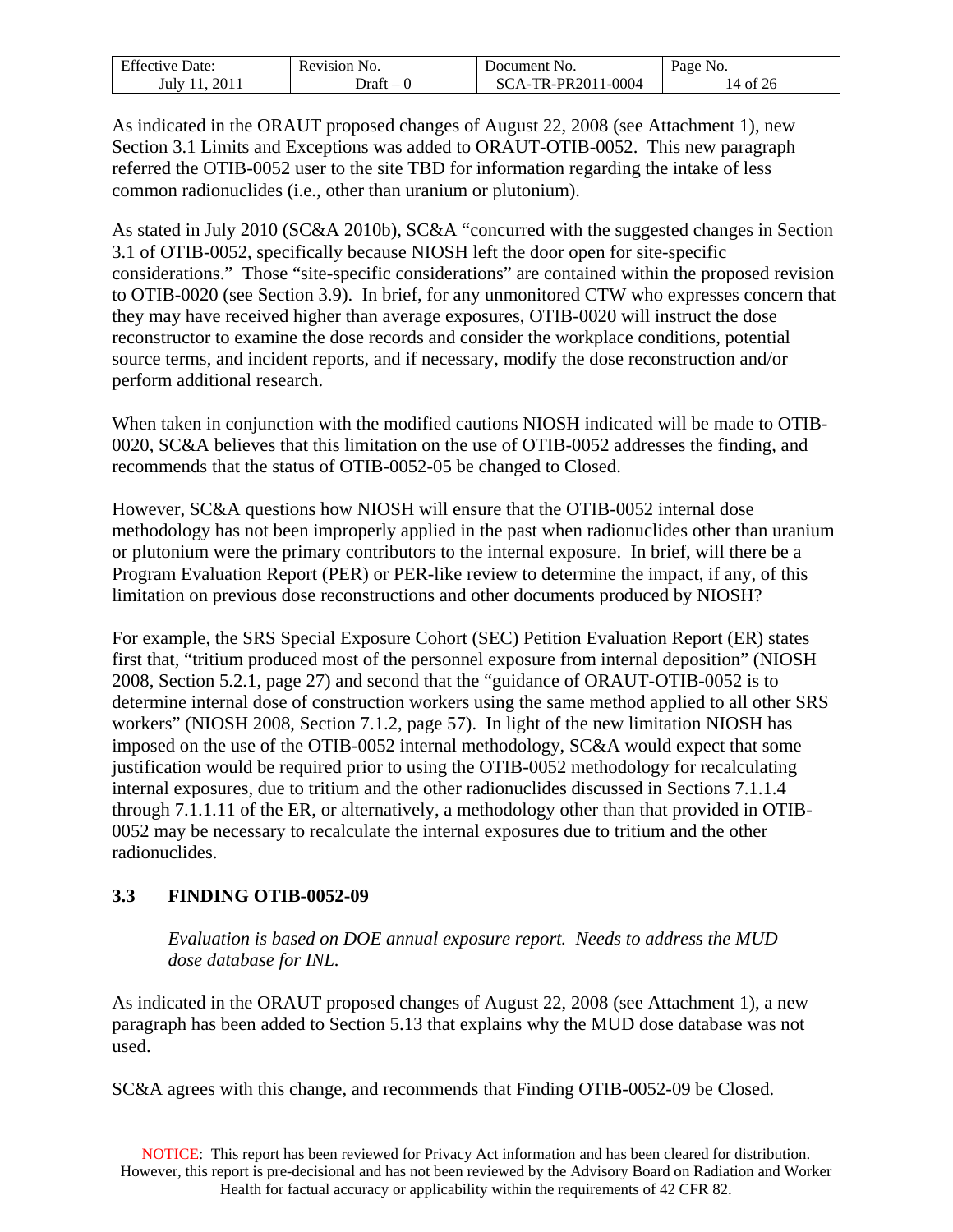As indicated in the ORAUT proposed changes of August 22, 2008 (see Attachment 1), new Section 3.1 Limits and Exceptions was added to ORAUT-OTIB-0052. This new paragraph referred the OTIB-0052 user to the site TBD for information regarding the intake of less common radionuclides (i.e., other than uranium or plutonium).

As stated in July 2010 (SC&A 2010b), SC&A "concurred with the suggested changes in Section 3.1 of OTIB-0052, specifically because NIOSH left the door open for site-specific considerations." Those "site-specific considerations" are contained within the proposed revision to OTIB-0020 (see Section 3.9). In brief, for any unmonitored CTW who expresses concern that they may have received higher than average exposures, OTIB-0020 will instruct the dose reconstructor to examine the dose records and consider the workplace conditions, potential source terms, and incident reports, and if necessary, modify the dose reconstruction and/or perform additional research.

When taken in conjunction with the modified cautions NIOSH indicated will be made to OTIB-0020, SC&A believes that this limitation on the use of OTIB-0052 addresses the finding, and recommends that the status of OTIB-0052-05 be changed to Closed.

However, SC&A questions how NIOSH will ensure that the OTIB-0052 internal dose methodology has not been improperly applied in the past when radionuclides other than uranium or plutonium were the primary contributors to the internal exposure. In brief, will there be a Program Evaluation Report (PER) or PER-like review to determine the impact, if any, of this limitation on previous dose reconstructions and other documents produced by NIOSH?

For example, the SRS Special Exposure Cohort (SEC) Petition Evaluation Report (ER) states first that, "tritium produced most of the personnel exposure from internal deposition" (NIOSH 2008, Section 5.2.1, page 27) and second that the "guidance of ORAUT-OTIB-0052 is to determine internal dose of construction workers using the same method applied to all other SRS workers" (NIOSH 2008, Section 7.1.2, page 57). In light of the new limitation NIOSH has imposed on the use of the OTIB-0052 internal methodology, SC&A would expect that some justification would be required prior to using the OTIB-0052 methodology for recalculating internal exposures, due to tritium and the other radionuclides discussed in Sections 7.1.1.4 through 7.1.1.11 of the ER, or alternatively, a methodology other than that provided in OTIB-0052 may be necessary to recalculate the internal exposures due to tritium and the other radionuclides.

## 3.3 FINDING OTIB-0052-09

> *Evaluation is based on DOE annual exposure report. Needs to address the MUD dose database for INL.*

As indicated in the ORAUT proposed changes of August 22, 2008 (see Attachment 1), a new paragraph has been added to Section 5.13 that explains why the MUD dose database was not used.

SC&A agrees with this change, and recommends that Finding OTIB-0052-09 be Closed.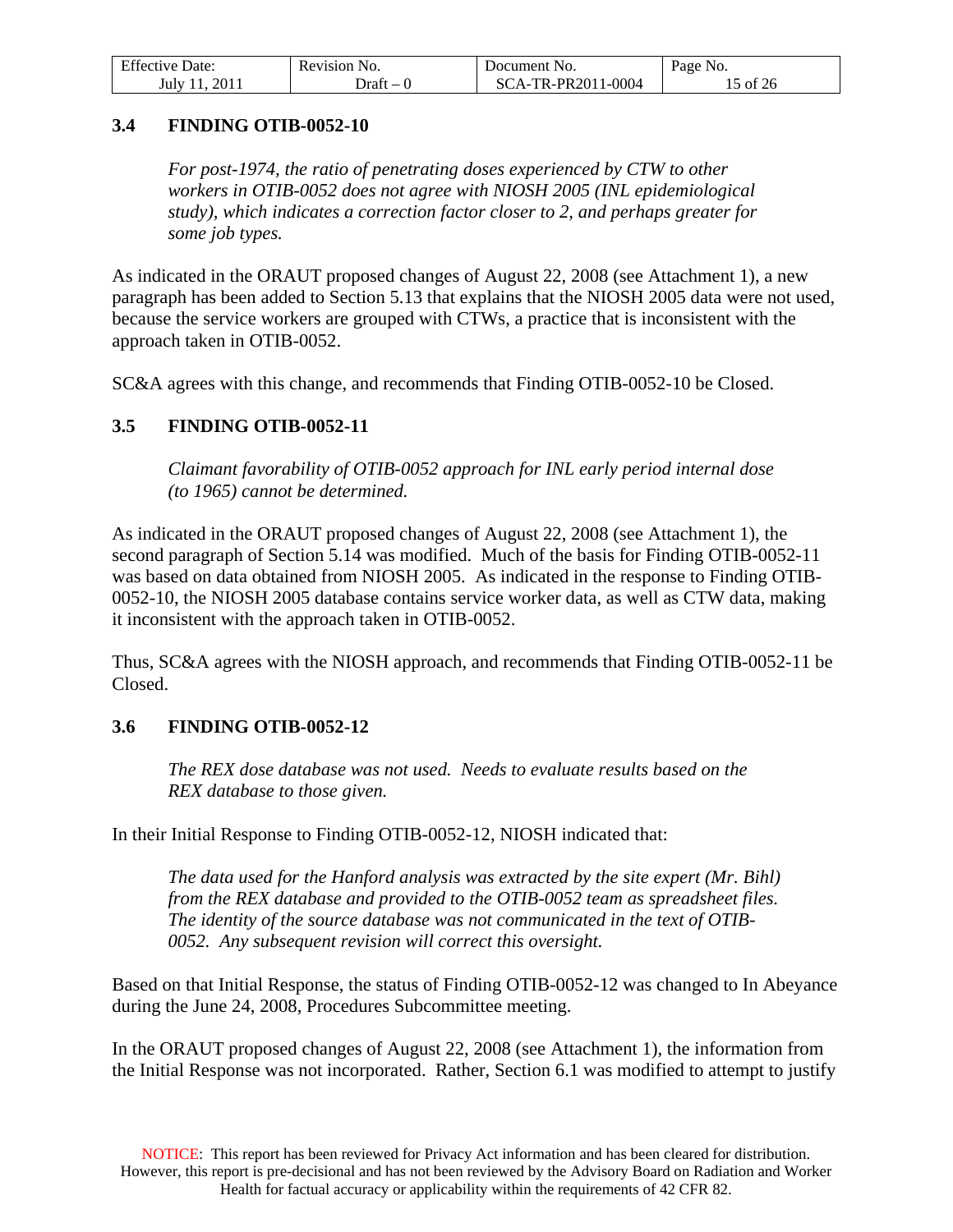### 3.4 FINDING OTIB-0052-10

*For post-1974, the ratio of penetrating doses experienced by CTW to other workers in OTIB-0052 does not agree with NIOSH 2005 (INL epidemiological study), which indicates a correction factor closer to 2, and perhaps greater for some job types.*

As indicated in the ORAUT proposed changes of August 22, 2008 (see Attachment 1), a new paragraph has been added to Section 5.13 that explains that the NIOSH 2005 data were not used, because the service workers are grouped with CTWs, a practice that is inconsistent with the approach taken in OTIB-0052.

SC&A agrees with this change, and recommends that Finding OTIB-0052-10 be Closed.

### 3.5 FINDING OTIB-0052-11

*Claimant favorability of OTIB-0052 approach for INL early period internal dose (to 1965) cannot be determined.*

As indicated in the ORAUT proposed changes of August 22, 2008 (see Attachment 1), the second paragraph of Section 5.14 was modified. Much of the basis for Finding OTIB-0052-11 was based on data obtained from NIOSH 2005. As indicated in the response to Finding OTIB-0052-10, the NIOSH 2005 database contains service worker data, as well as CTW data, making it inconsistent with the approach taken in OTIB-0052.

Thus, SC&A agrees with the NIOSH approach, and recommends that Finding OTIB-0052-11 be Closed.

### 3.6 FINDING OTIB-0052-12

*The REX dose database was not used. Needs to evaluate results based on the REX database to those given.*

In their Initial Response to Finding OTIB-0052-12, NIOSH indicated that:

*The data used for the Hanford analysis was extracted by the site expert (Mr. Bihl) from the REX database and provided to the OTIB-0052 team as spreadsheet files. The identity of the source database was not communicated in the text of OTIB-0052. Any subsequent revision will correct this oversight.*

Based on that Initial Response, the status of Finding OTIB-0052-12 was changed to In Abeyance during the June 24, 2008, Procedures Subcommittee meeting.

In the ORAUT proposed changes of August 22, 2008 (see Attachment 1), the information from the Initial Response was not incorporated. Rather, Section 6.1 was modified to attempt to justify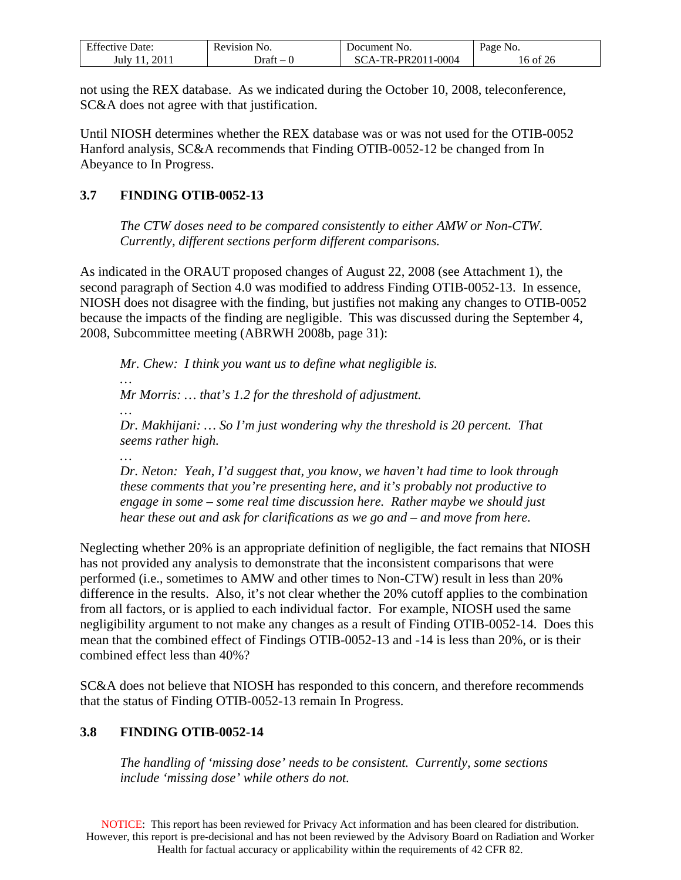not using the REX database. As we indicated during the October 10, 2008, teleconference, SC&A does not agree with that justification.

Until NIOSH determines whether the REX database was or was not used for the OTIB-0052 Hanford analysis, SC&A recommends that Finding OTIB-0052-12 be changed from In Abeyance to In Progress.

### 3.7 FINDING OTIB-0052-13

> *The CTW doses need to be compared consistently to either AMW or Non-CTW. Currently, different sections perform different comparisons.*

As indicated in the ORAUT proposed changes of August 22, 2008 (see Attachment 1), the second paragraph of Section 4.0 was modified to address Finding OTIB-0052-13. In essence, NIOSH does not disagree with the finding, but justifies not making any changes to OTIB-0052 because the impacts of the finding are negligible. This was discussed during the September 4, 2008, Subcommittee meeting (ABRWH 2008b, page 31):

> *Mr. Chew: I think you want us to define what negligible is.*
>
> *…*
>
> *Mr Morris: … that's 1.2 for the threshold of adjustment.*
>
> *…*
>
> *Dr. Makhijani: … So I'm just wondering why the threshold is 20 percent. That seems rather high.*
>
> *…*
>
> *Dr. Neton: Yeah, I'd suggest that, you know, we haven't had time to look through these comments that you're presenting here, and it's probably not productive to engage in some – some real time discussion here. Rather maybe we should just hear these out and ask for clarifications as we go and – and move from here.*

Neglecting whether 20% is an appropriate definition of negligible, the fact remains that NIOSH has not provided any analysis to demonstrate that the inconsistent comparisons that were performed (i.e., sometimes to AMW and other times to Non-CTW) result in less than 20% difference in the results. Also, it's not clear whether the 20% cutoff applies to the combination from all factors, or is applied to each individual factor. For example, NIOSH used the same negligibility argument to not make any changes as a result of Finding OTIB-0052-14. Does this mean that the combined effect of Findings OTIB-0052-13 and -14 is less than 20%, or is their combined effect less than 40%?

SC&A does not believe that NIOSH has responded to this concern, and therefore recommends that the status of Finding OTIB-0052-13 remain In Progress.

### 3.8 FINDING OTIB-0052-14

> *The handling of 'missing dose' needs to be consistent. Currently, some sections include 'missing dose' while others do not.*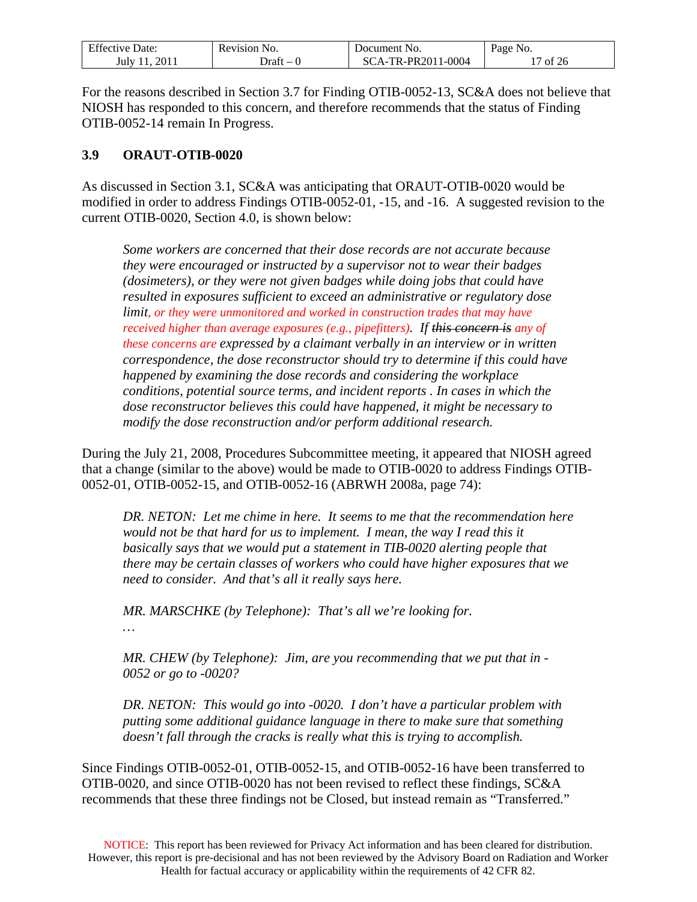For the reasons described in Section 3.7 for Finding OTIB-0052-13, SC&A does not believe that NIOSH has responded to this concern, and therefore recommends that the status of Finding OTIB-0052-14 remain In Progress.

### 3.9 ORAUT-OTIB-0020

As discussed in Section 3.1, SC&A was anticipating that ORAUT-OTIB-0020 would be modified in order to address Findings OTIB-0052-01, -15, and -16. A suggested revision to the current OTIB-0020, Section 4.0, is shown below:

> *Some workers are concerned that their dose records are not accurate because they were encouraged or instructed by a supervisor not to wear their badges (dosimeters), or they were not given badges while doing jobs that could have resulted in exposures sufficient to exceed an administrative or regulatory dose limit, or they were unmonitored and worked in construction trades that may have received higher than average exposures (e.g., pipefitters). If ~~this concern is~~ any of these concerns are expressed by a claimant verbally in an interview or in written correspondence, the dose reconstructor should try to determine if this could have happened by examining the dose records and considering the workplace conditions, potential source terms, and incident reports . In cases in which the dose reconstructor believes this could have happened, it might be necessary to modify the dose reconstruction and/or perform additional research.*

During the July 21, 2008, Procedures Subcommittee meeting, it appeared that NIOSH agreed that a change (similar to the above) would be made to OTIB-0020 to address Findings OTIB-0052-01, OTIB-0052-15, and OTIB-0052-16 (ABRWH 2008a, page 74):

> *DR. NETON: Let me chime in here. It seems to me that the recommendation here would not be that hard for us to implement. I mean, the way I read this it basically says that we would put a statement in TIB-0020 alerting people that there may be certain classes of workers who could have higher exposures that we need to consider. And that's all it really says here.*
>
> *MR. MARSCHKE (by Telephone): That's all we're looking for.*
>
> *…*
>
> *MR. CHEW (by Telephone): Jim, are you recommending that we put that in -0052 or go to -0020?*
>
> *DR. NETON: This would go into -0020. I don't have a particular problem with putting some additional guidance language in there to make sure that something doesn't fall through the cracks is really what this is trying to accomplish.*

Since Findings OTIB-0052-01, OTIB-0052-15, and OTIB-0052-16 have been transferred to OTIB-0020, and since OTIB-0020 has not been revised to reflect these findings, SC&A recommends that these three findings not be Closed, but instead remain as "Transferred."

NOTICE: This report has been reviewed for Privacy Act information and has been cleared for distribution. However, this report is pre-decisional and has not been reviewed by the Advisory Board on Radiation and Worker Health for factual accuracy or applicability within the requirements of 42 CFR 82.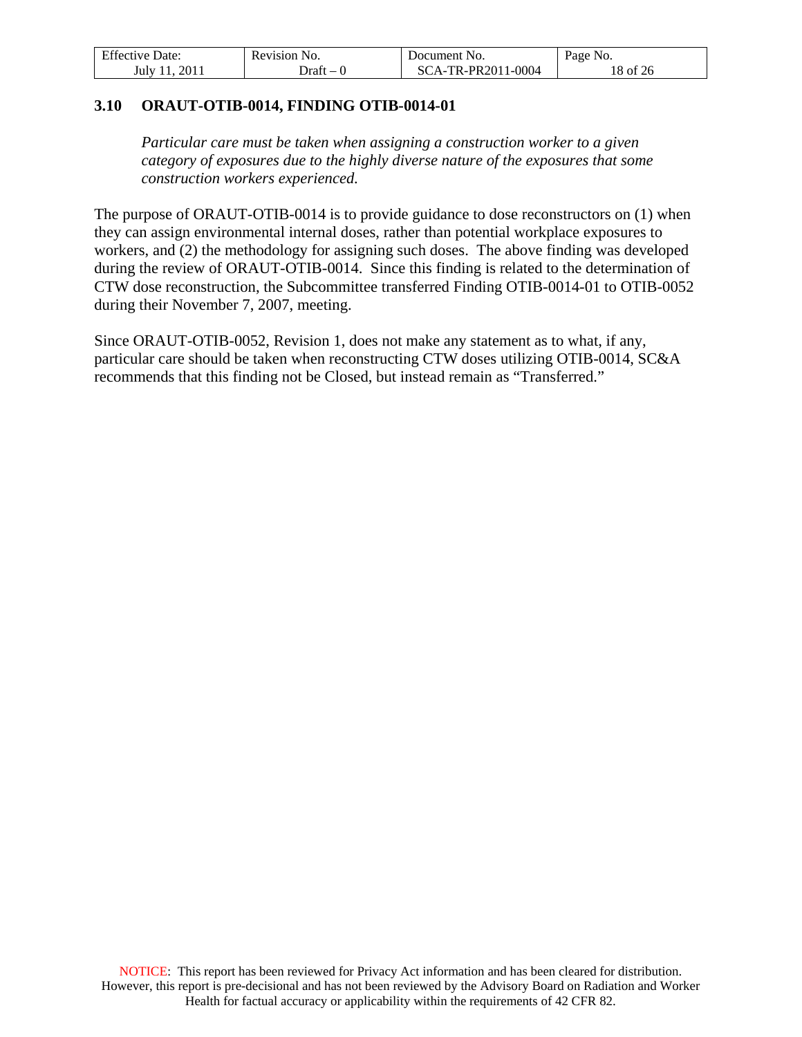### 3.10 ORAUT-OTIB-0014, FINDING OTIB-0014-01

*Particular care must be taken when assigning a construction worker to a given category of exposures due to the highly diverse nature of the exposures that some construction workers experienced.*

The purpose of ORAUT-OTIB-0014 is to provide guidance to dose reconstructors on (1) when they can assign environmental internal doses, rather than potential workplace exposures to workers, and (2) the methodology for assigning such doses. The above finding was developed during the review of ORAUT-OTIB-0014. Since this finding is related to the determination of CTW dose reconstruction, the Subcommittee transferred Finding OTIB-0014-01 to OTIB-0052 during their November 7, 2007, meeting.

Since ORAUT-OTIB-0052, Revision 1, does not make any statement as to what, if any, particular care should be taken when reconstructing CTW doses utilizing OTIB-0014, SC&A recommends that this finding not be Closed, but instead remain as "Transferred."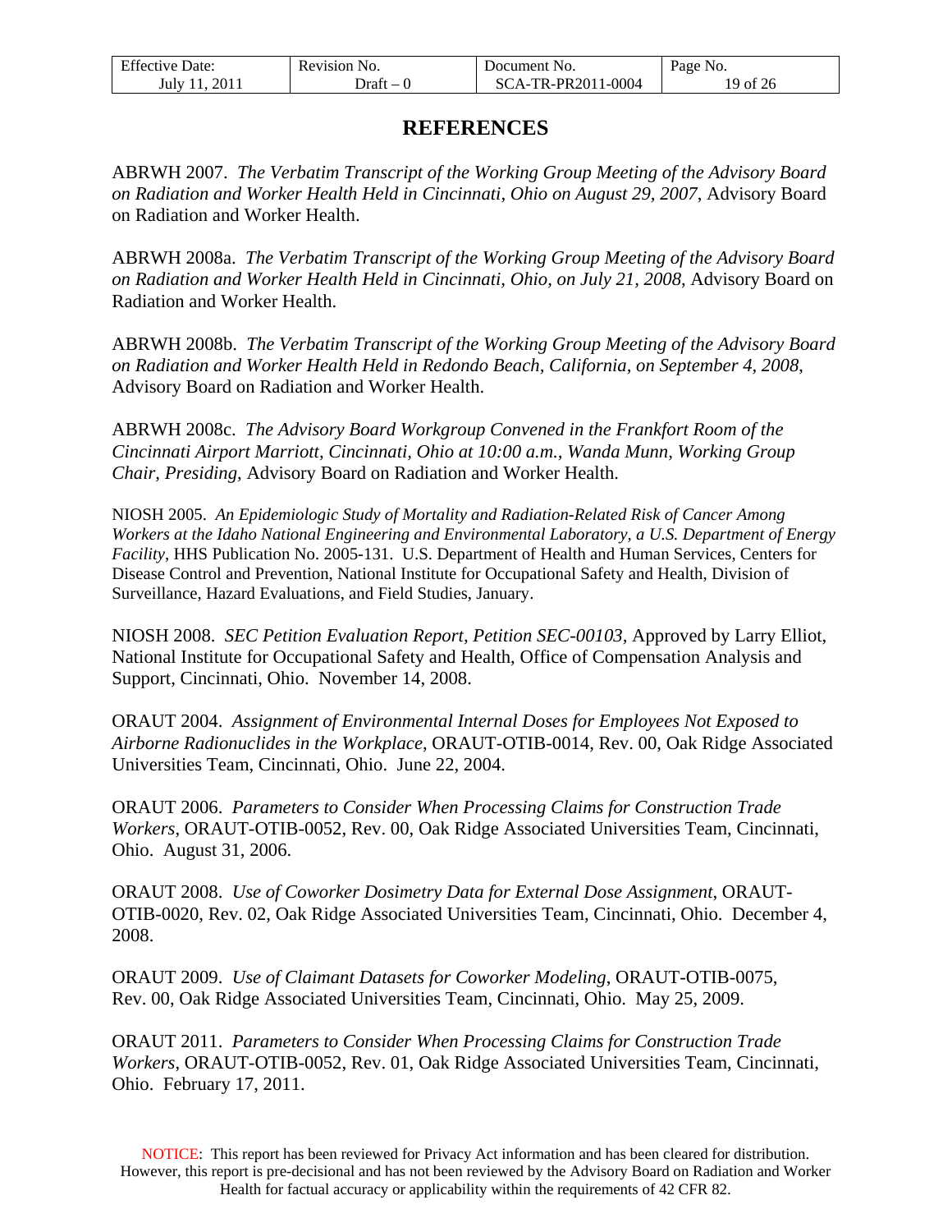# REFERENCES

ABRWH 2007. *The Verbatim Transcript of the Working Group Meeting of the Advisory Board on Radiation and Worker Health Held in Cincinnati, Ohio on August 29, 2007*, Advisory Board on Radiation and Worker Health.

ABRWH 2008a. *The Verbatim Transcript of the Working Group Meeting of the Advisory Board on Radiation and Worker Health Held in Cincinnati, Ohio, on July 21, 2008*, Advisory Board on Radiation and Worker Health.

ABRWH 2008b. *The Verbatim Transcript of the Working Group Meeting of the Advisory Board on Radiation and Worker Health Held in Redondo Beach, California, on September 4, 2008*, Advisory Board on Radiation and Worker Health.

ABRWH 2008c. *The Advisory Board Workgroup Convened in the Frankfort Room of the Cincinnati Airport Marriott, Cincinnati, Ohio at 10:00 a.m., Wanda Munn, Working Group Chair, Presiding*, Advisory Board on Radiation and Worker Health.

NIOSH 2005. *An Epidemiologic Study of Mortality and Radiation-Related Risk of Cancer Among Workers at the Idaho National Engineering and Environmental Laboratory, a U.S. Department of Energy Facility*, HHS Publication No. 2005-131. U.S. Department of Health and Human Services, Centers for Disease Control and Prevention, National Institute for Occupational Safety and Health, Division of Surveillance, Hazard Evaluations, and Field Studies, January.

NIOSH 2008. *SEC Petition Evaluation Report, Petition SEC-00103*, Approved by Larry Elliot, National Institute for Occupational Safety and Health, Office of Compensation Analysis and Support, Cincinnati, Ohio. November 14, 2008.

ORAUT 2004. *Assignment of Environmental Internal Doses for Employees Not Exposed to Airborne Radionuclides in the Workplace*, ORAUT-OTIB-0014, Rev. 00, Oak Ridge Associated Universities Team, Cincinnati, Ohio. June 22, 2004.

ORAUT 2006. *Parameters to Consider When Processing Claims for Construction Trade Workers*, ORAUT-OTIB-0052, Rev. 00, Oak Ridge Associated Universities Team, Cincinnati, Ohio. August 31, 2006.

ORAUT 2008. *Use of Coworker Dosimetry Data for External Dose Assignment*, ORAUT-OTIB-0020, Rev. 02, Oak Ridge Associated Universities Team, Cincinnati, Ohio. December 4, 2008.

ORAUT 2009. *Use of Claimant Datasets for Coworker Modeling*, ORAUT-OTIB-0075, Rev. 00, Oak Ridge Associated Universities Team, Cincinnati, Ohio. May 25, 2009.

ORAUT 2011. *Parameters to Consider When Processing Claims for Construction Trade Workers*, ORAUT-OTIB-0052, Rev. 01, Oak Ridge Associated Universities Team, Cincinnati, Ohio. February 17, 2011.

NOTICE: This report has been reviewed for Privacy Act information and has been cleared for distribution. However, this report is pre-decisional and has not been reviewed by the Advisory Board on Radiation and Worker Health for factual accuracy or applicability within the requirements of 42 CFR 82.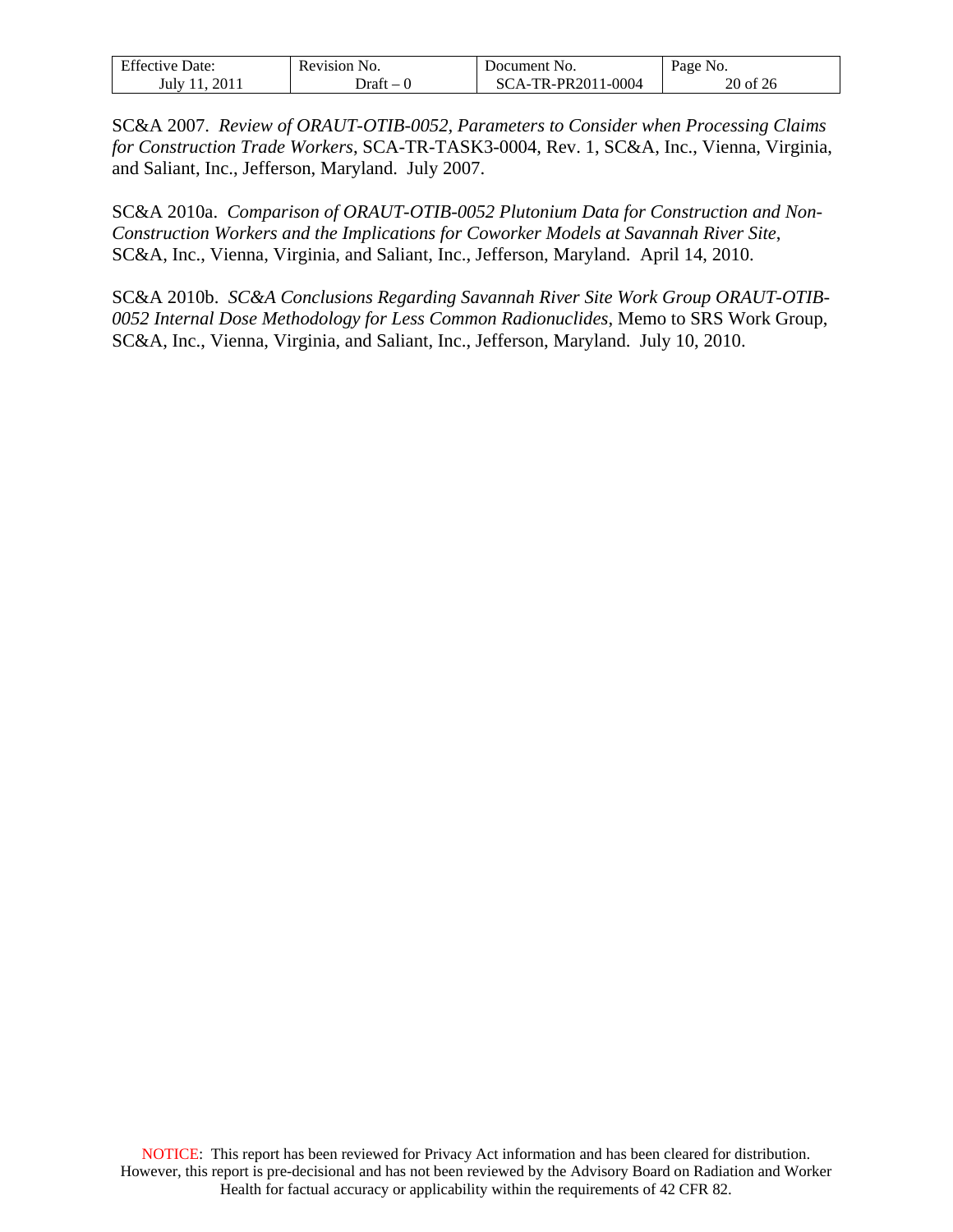SC&A 2007. *Review of ORAUT-OTIB-0052, Parameters to Consider when Processing Claims for Construction Trade Workers*, SCA-TR-TASK3-0004, Rev. 1, SC&A, Inc., Vienna, Virginia, and Saliant, Inc., Jefferson, Maryland. July 2007.

SC&A 2010a. *Comparison of ORAUT-OTIB-0052 Plutonium Data for Construction and Non-Construction Workers and the Implications for Coworker Models at Savannah River Site*, SC&A, Inc., Vienna, Virginia, and Saliant, Inc., Jefferson, Maryland. April 14, 2010.

SC&A 2010b. *SC&A Conclusions Regarding Savannah River Site Work Group ORAUT-OTIB-0052 Internal Dose Methodology for Less Common Radionuclides*, Memo to SRS Work Group, SC&A, Inc., Vienna, Virginia, and Saliant, Inc., Jefferson, Maryland. July 10, 2010.

NOTICE: This report has been reviewed for Privacy Act information and has been cleared for distribution. However, this report is pre-decisional and has not been reviewed by the Advisory Board on Radiation and Worker Health for factual accuracy or applicability within the requirements of 42 CFR 82.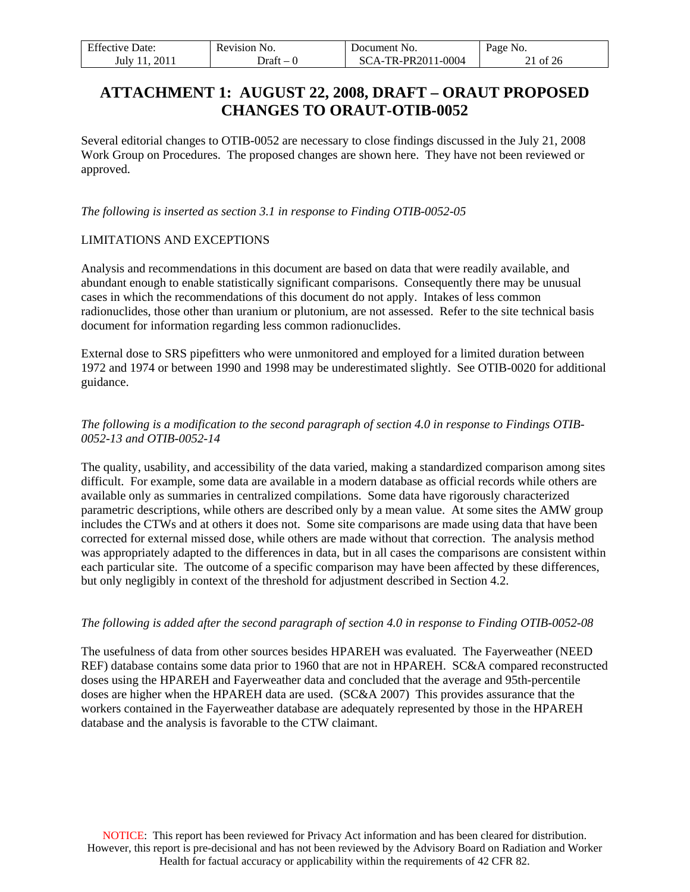# ATTACHMENT 1: AUGUST 22, 2008, DRAFT – ORAUT PROPOSED CHANGES TO ORAUT-OTIB-0052

Several editorial changes to OTIB-0052 are necessary to close findings discussed in the July 21, 2008 Work Group on Procedures. The proposed changes are shown here. They have not been reviewed or approved.

*The following is inserted as section 3.1 in response to Finding OTIB-0052-05*

LIMITATIONS AND EXCEPTIONS

Analysis and recommendations in this document are based on data that were readily available, and abundant enough to enable statistically significant comparisons. Consequently there may be unusual cases in which the recommendations of this document do not apply. Intakes of less common radionuclides, those other than uranium or plutonium, are not assessed. Refer to the site technical basis document for information regarding less common radionuclides.

External dose to SRS pipefitters who were unmonitored and employed for a limited duration between 1972 and 1974 or between 1990 and 1998 may be underestimated slightly. See OTIB-0020 for additional guidance.

*The following is a modification to the second paragraph of section 4.0 in response to Findings OTIB-0052-13 and OTIB-0052-14*

The quality, usability, and accessibility of the data varied, making a standardized comparison among sites difficult. For example, some data are available in a modern database as official records while others are available only as summaries in centralized compilations. Some data have rigorously characterized parametric descriptions, while others are described only by a mean value. At some sites the AMW group includes the CTWs and at others it does not. Some site comparisons are made using data that have been corrected for external missed dose, while others are made without that correction. The analysis method was appropriately adapted to the differences in data, but in all cases the comparisons are consistent within each particular site. The outcome of a specific comparison may have been affected by these differences, but only negligibly in context of the threshold for adjustment described in Section 4.2.

*The following is added after the second paragraph of section 4.0 in response to Finding OTIB-0052-08*

The usefulness of data from other sources besides HPAREH was evaluated. The Fayerweather (NEED REF) database contains some data prior to 1960 that are not in HPAREH. SC&A compared reconstructed doses using the HPAREH and Fayerweather data and concluded that the average and 95th-percentile doses are higher when the HPAREH data are used. (SC&A 2007) This provides assurance that the workers contained in the Fayerweather database are adequately represented by those in the HPAREH database and the analysis is favorable to the CTW claimant.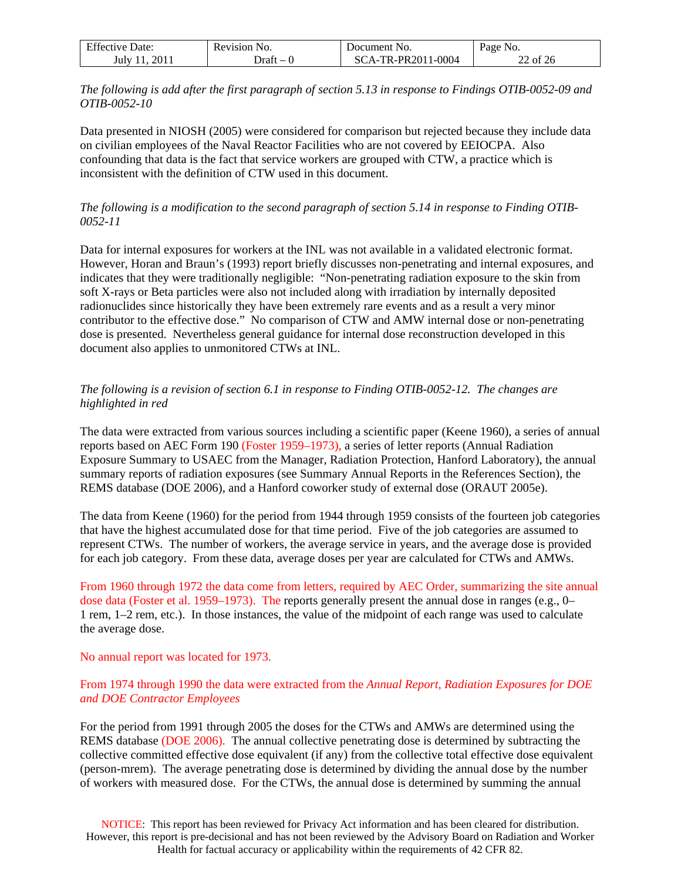*The following is add after the first paragraph of section 5.13 in response to Findings OTIB-0052-09 and OTIB-0052-10*

Data presented in NIOSH (2005) were considered for comparison but rejected because they include data on civilian employees of the Naval Reactor Facilities who are not covered by EEIOCPA. Also confounding that data is the fact that service workers are grouped with CTW, a practice which is inconsistent with the definition of CTW used in this document.

*The following is a modification to the second paragraph of section 5.14 in response to Finding OTIB-0052-11*

Data for internal exposures for workers at the INL was not available in a validated electronic format. However, Horan and Braun's (1993) report briefly discusses non-penetrating and internal exposures, and indicates that they were traditionally negligible: "Non-penetrating radiation exposure to the skin from soft X-rays or Beta particles were also not included along with irradiation by internally deposited radionuclides since historically they have been extremely rare events and as a result a very minor contributor to the effective dose." No comparison of CTW and AMW internal dose or non-penetrating dose is presented. Nevertheless general guidance for internal dose reconstruction developed in this document also applies to unmonitored CTWs at INL.

*The following is a revision of section 6.1 in response to Finding OTIB-0052-12. The changes are highlighted in red*

The data were extracted from various sources including a scientific paper (Keene 1960), a series of annual reports based on AEC Form 190 (Foster 1959–1973), a series of letter reports (Annual Radiation Exposure Summary to USAEC from the Manager, Radiation Protection, Hanford Laboratory), the annual summary reports of radiation exposures (see Summary Annual Reports in the References Section), the REMS database (DOE 2006), and a Hanford coworker study of external dose (ORAUT 2005e).

The data from Keene (1960) for the period from 1944 through 1959 consists of the fourteen job categories that have the highest accumulated dose for that time period. Five of the job categories are assumed to represent CTWs. The number of workers, the average service in years, and the average dose is provided for each job category. From these data, average doses per year are calculated for CTWs and AMWs.

From 1960 through 1972 the data come from letters, required by AEC Order, summarizing the site annual dose data (Foster et al. 1959–1973). The reports generally present the annual dose in ranges (e.g., 0–1 rem, 1–2 rem, etc.). In those instances, the value of the midpoint of each range was used to calculate the average dose.

No annual report was located for 1973.

From 1974 through 1990 the data were extracted from the *Annual Report, Radiation Exposures for DOE and DOE Contractor Employees*

For the period from 1991 through 2005 the doses for the CTWs and AMWs are determined using the REMS database (DOE 2006). The annual collective penetrating dose is determined by subtracting the collective committed effective dose equivalent (if any) from the collective total effective dose equivalent (person-mrem). The average penetrating dose is determined by dividing the annual dose by the number of workers with measured dose. For the CTWs, the annual dose is determined by summing the annual

NOTICE: This report has been reviewed for Privacy Act information and has been cleared for distribution. However, this report is pre-decisional and has not been reviewed by the Advisory Board on Radiation and Worker Health for factual accuracy or applicability within the requirements of 42 CFR 82.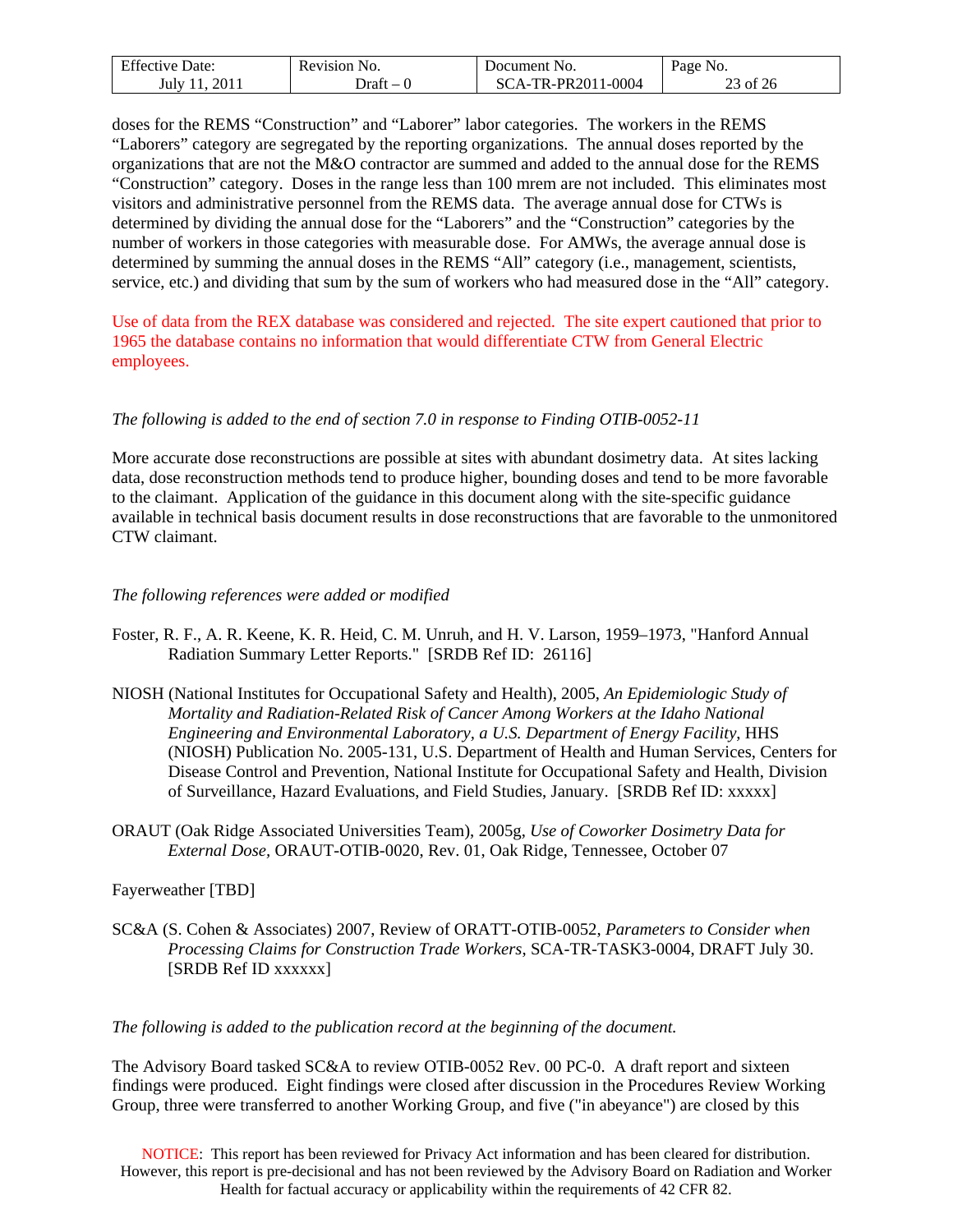doses for the REMS "Construction" and "Laborer" labor categories. The workers in the REMS "Laborers" category are segregated by the reporting organizations. The annual doses reported by the organizations that are not the M&O contractor are summed and added to the annual dose for the REMS "Construction" category. Doses in the range less than 100 mrem are not included. This eliminates most visitors and administrative personnel from the REMS data. The average annual dose for CTWs is determined by dividing the annual dose for the "Laborers" and the "Construction" categories by the number of workers in those categories with measurable dose. For AMWs, the average annual dose is determined by summing the annual doses in the REMS "All" category (i.e., management, scientists, service, etc.) and dividing that sum by the sum of workers who had measured dose in the "All" category.

Use of data from the REX database was considered and rejected. The site expert cautioned that prior to 1965 the database contains no information that would differentiate CTW from General Electric employees.

*The following is added to the end of section 7.0 in response to Finding OTIB-0052-11*

More accurate dose reconstructions are possible at sites with abundant dosimetry data. At sites lacking data, dose reconstruction methods tend to produce higher, bounding doses and tend to be more favorable to the claimant. Application of the guidance in this document along with the site-specific guidance available in technical basis document results in dose reconstructions that are favorable to the unmonitored CTW claimant.

*The following references were added or modified*

Foster, R. F., A. R. Keene, K. R. Heid, C. M. Unruh, and H. V. Larson, 1959–1973, "Hanford Annual Radiation Summary Letter Reports." [SRDB Ref ID: 26116]

NIOSH (National Institutes for Occupational Safety and Health), 2005, *An Epidemiologic Study of Mortality and Radiation-Related Risk of Cancer Among Workers at the Idaho National Engineering and Environmental Laboratory, a U.S. Department of Energy Facility,* HHS (NIOSH) Publication No. 2005-131, U.S. Department of Health and Human Services, Centers for Disease Control and Prevention, National Institute for Occupational Safety and Health, Division of Surveillance, Hazard Evaluations, and Field Studies, January. [SRDB Ref ID: xxxxx]

ORAUT (Oak Ridge Associated Universities Team), 2005g, *Use of Coworker Dosimetry Data for External Dose,* ORAUT-OTIB-0020, Rev. 01, Oak Ridge, Tennessee, October 07

Fayerweather [TBD]

SC&A (S. Cohen & Associates) 2007, Review of ORATT-OTIB-0052, *Parameters to Consider when Processing Claims for Construction Trade Workers,* SCA-TR-TASK3-0004, DRAFT July 30. [SRDB Ref ID xxxxxx]

*The following is added to the publication record at the beginning of the document.*

The Advisory Board tasked SC&A to review OTIB-0052 Rev. 00 PC-0. A draft report and sixteen findings were produced. Eight findings were closed after discussion in the Procedures Review Working Group, three were transferred to another Working Group, and five ("in abeyance") are closed by this

NOTICE: This report has been reviewed for Privacy Act information and has been cleared for distribution. However, this report is pre-decisional and has not been reviewed by the Advisory Board on Radiation and Worker Health for factual accuracy or applicability within the requirements of 42 CFR 82.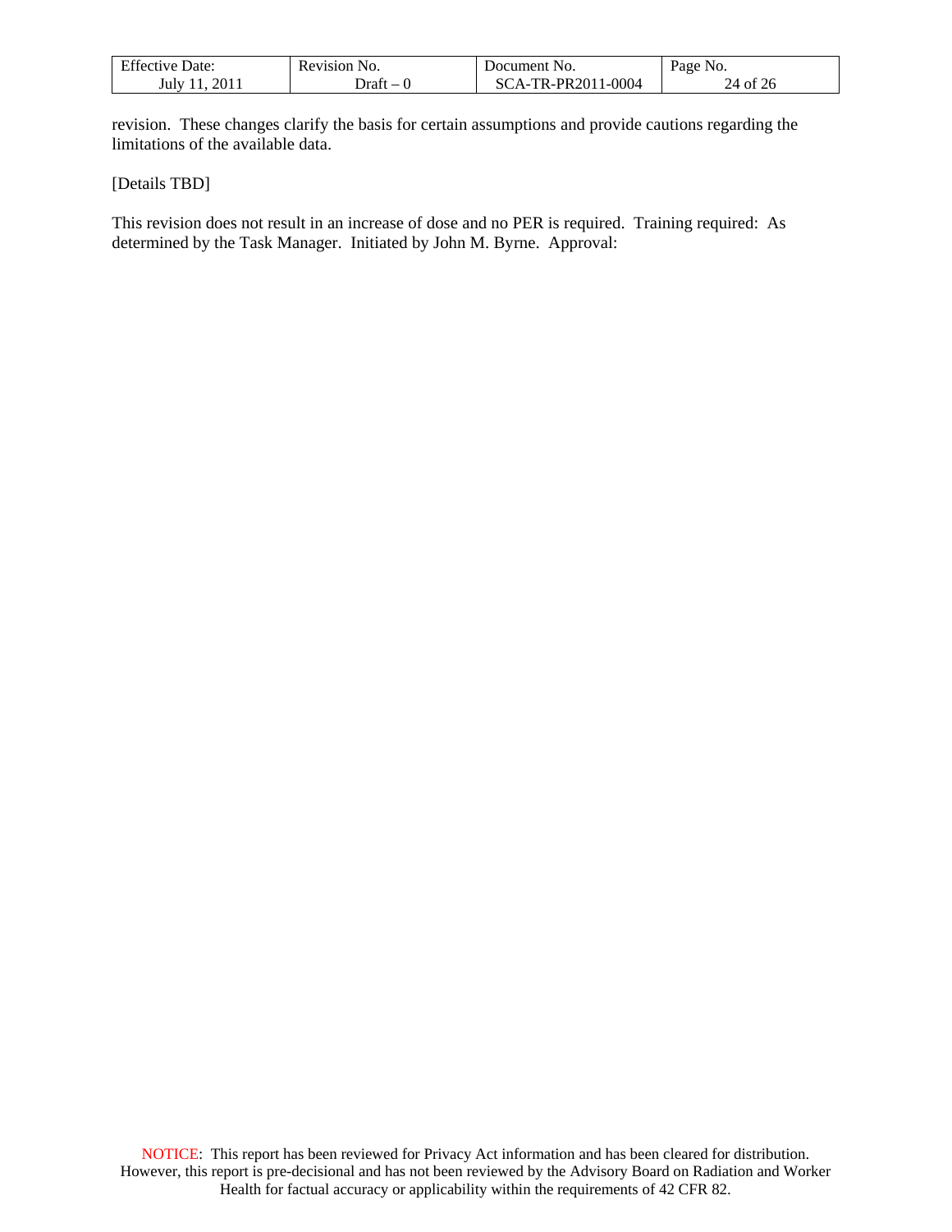revision. These changes clarify the basis for certain assumptions and provide cautions regarding the limitations of the available data.

[Details TBD]

This revision does not result in an increase of dose and no PER is required. Training required: As determined by the Task Manager. Initiated by John M. Byrne. Approval:

NOTICE: This report has been reviewed for Privacy Act information and has been cleared for distribution. However, this report is pre-decisional and has not been reviewed by the Advisory Board on Radiation and Worker Health for factual accuracy or applicability within the requirements of 42 CFR 82.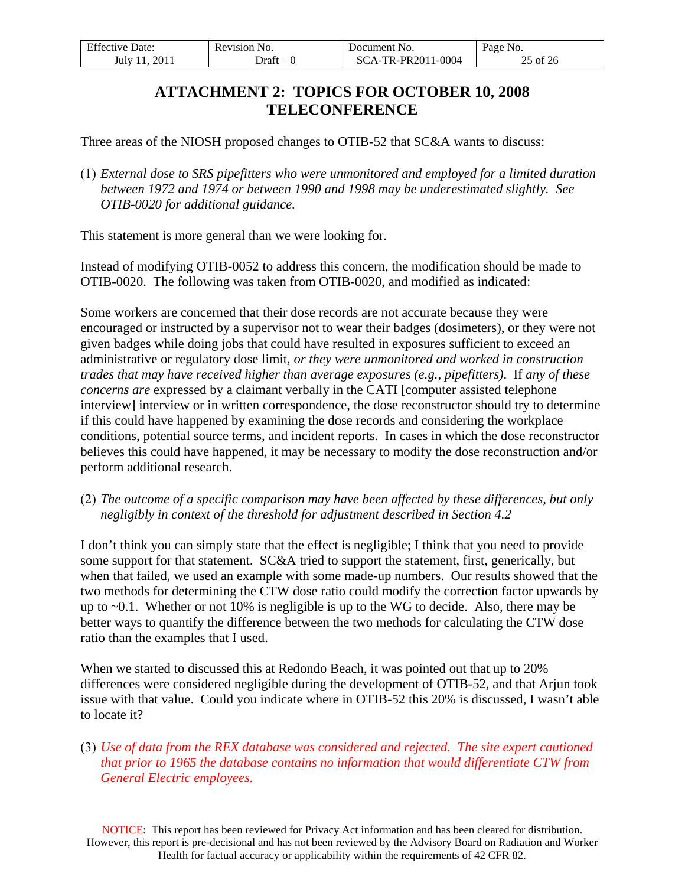# ATTACHMENT 2: TOPICS FOR OCTOBER 10, 2008 TELECONFERENCE

Three areas of the NIOSH proposed changes to OTIB-52 that SC&A wants to discuss:

(1) *External dose to SRS pipefitters who were unmonitored and employed for a limited duration between 1972 and 1974 or between 1990 and 1998 may be underestimated slightly. See OTIB-0020 for additional guidance.*

This statement is more general than we were looking for.

Instead of modifying OTIB-0052 to address this concern, the modification should be made to OTIB-0020. The following was taken from OTIB-0020, and modified as indicated:

Some workers are concerned that their dose records are not accurate because they were encouraged or instructed by a supervisor not to wear their badges (dosimeters), or they were not given badges while doing jobs that could have resulted in exposures sufficient to exceed an administrative or regulatory dose limit, *or they were unmonitored and worked in construction trades that may have received higher than average exposures (e.g., pipefitters)*. If *any of these concerns are* expressed by a claimant verbally in the CATI [computer assisted telephone interview] interview or in written correspondence, the dose reconstructor should try to determine if this could have happened by examining the dose records and considering the workplace conditions, potential source terms, and incident reports. In cases in which the dose reconstructor believes this could have happened, it may be necessary to modify the dose reconstruction and/or perform additional research.

(2) *The outcome of a specific comparison may have been affected by these differences, but only negligibly in context of the threshold for adjustment described in Section 4.2*

I don't think you can simply state that the effect is negligible; I think that you need to provide some support for that statement. SC&A tried to support the statement, first, generically, but when that failed, we used an example with some made-up numbers. Our results showed that the two methods for determining the CTW dose ratio could modify the correction factor upwards by up to ~0.1. Whether or not 10% is negligible is up to the WG to decide. Also, there may be better ways to quantify the difference between the two methods for calculating the CTW dose ratio than the examples that I used.

When we started to discussed this at Redondo Beach, it was pointed out that up to 20% differences were considered negligible during the development of OTIB-52, and that Arjun took issue with that value. Could you indicate where in OTIB-52 this 20% is discussed, I wasn't able to locate it?

(3) *Use of data from the REX database was considered and rejected. The site expert cautioned that prior to 1965 the database contains no information that would differentiate CTW from General Electric employees.*

NOTICE: This report has been reviewed for Privacy Act information and has been cleared for distribution. However, this report is pre-decisional and has not been reviewed by the Advisory Board on Radiation and Worker Health for factual accuracy or applicability within the requirements of 42 CFR 82.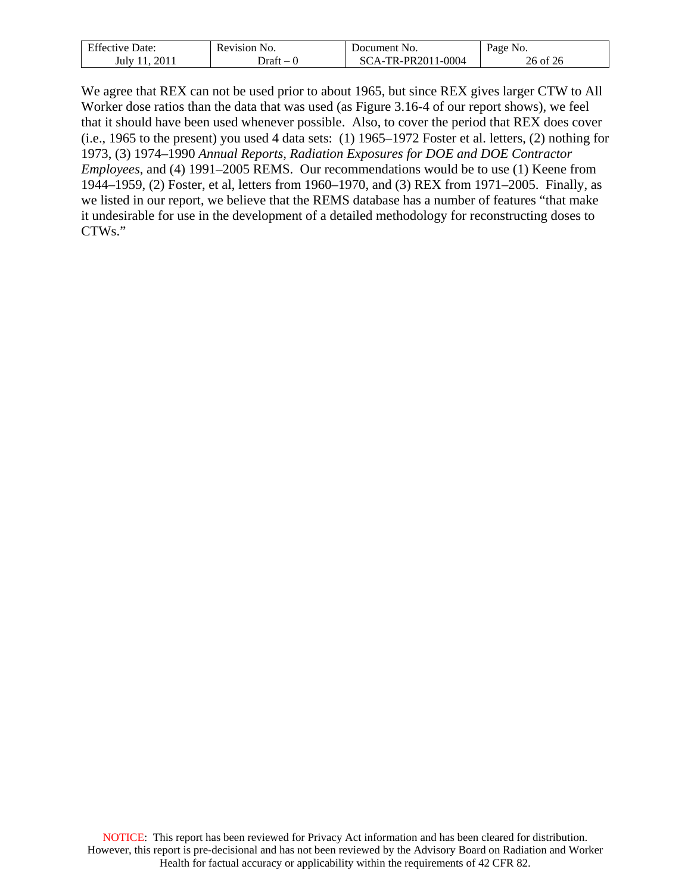We agree that REX can not be used prior to about 1965, but since REX gives larger CTW to All Worker dose ratios than the data that was used (as Figure 3.16-4 of our report shows), we feel that it should have been used whenever possible. Also, to cover the period that REX does cover (i.e., 1965 to the present) you used 4 data sets: (1) 1965–1972 Foster et al. letters, (2) nothing for 1973, (3) 1974–1990 *Annual Reports, Radiation Exposures for DOE and DOE Contractor Employees*, and (4) 1991–2005 REMS. Our recommendations would be to use (1) Keene from 1944–1959, (2) Foster, et al, letters from 1960–1970, and (3) REX from 1971–2005. Finally, as we listed in our report, we believe that the REMS database has a number of features "that make it undesirable for use in the development of a detailed methodology for reconstructing doses to CTWs."

NOTICE: This report has been reviewed for Privacy Act information and has been cleared for distribution. However, this report is pre-decisional and has not been reviewed by the Advisory Board on Radiation and Worker Health for factual accuracy or applicability within the requirements of 42 CFR 82.